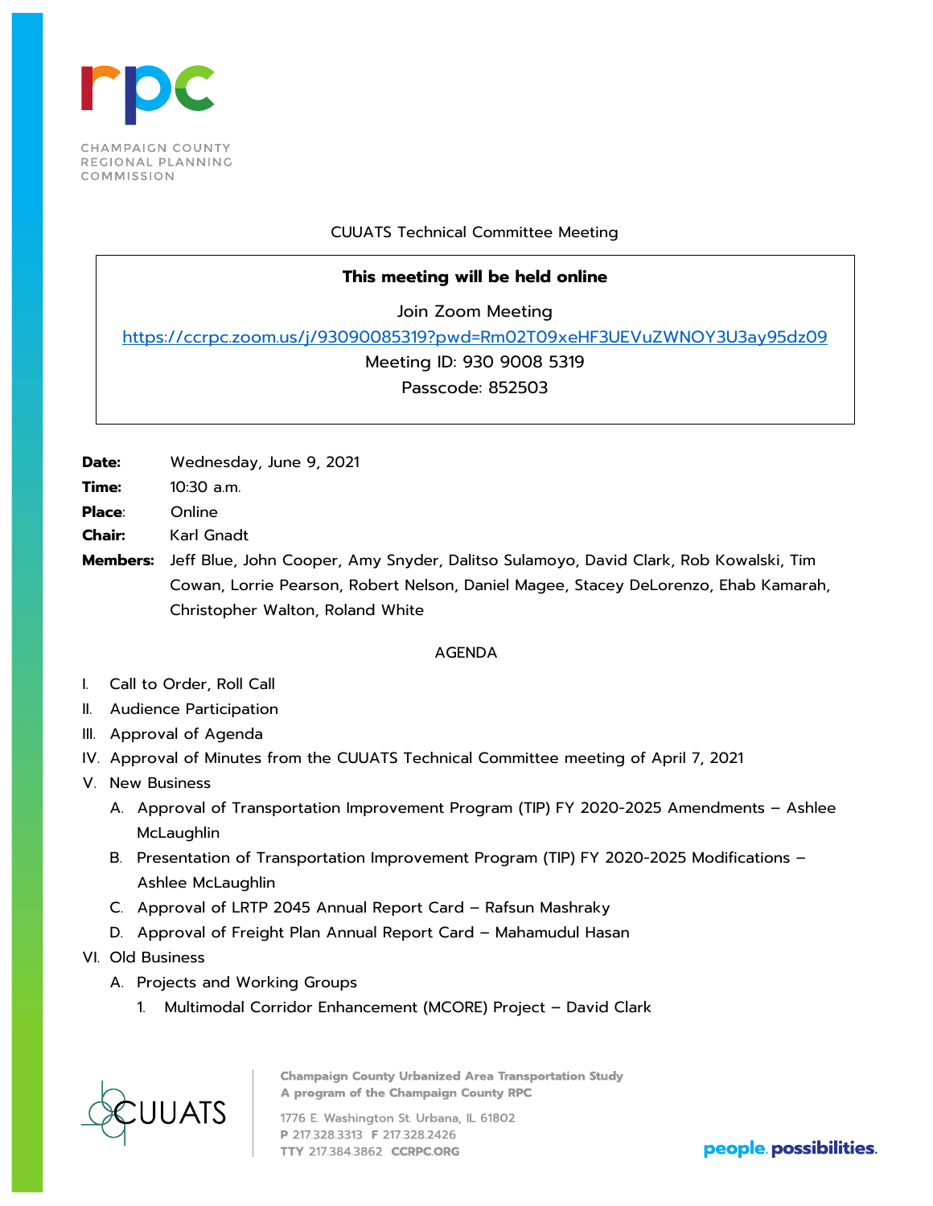CHAMPAIGN COUNTY REGIONAL PLANNING COMMISSION

CUUATS Technical Committee Meeting

**This meeting will be held online**

Join Zoom Meeting

https://ccrpc.zoom.us/j/93090085319?pwd=Rm02T09xeHF3UEVuZWNOY3U3ay95dz09

Meeting ID: 930 9008 5319

Passcode: 852503

**Date:** Wednesday, June 9, 2021

**Time:** 10:30 a.m.

**Place:** Online

**Chair:** Karl Gnadt

**Members:** Jeff Blue, John Cooper, Amy Snyder, Dalitso Sulamoyo, David Clark, Rob Kowalski, Tim Cowan, Lorrie Pearson, Robert Nelson, Daniel Magee, Stacey DeLorenzo, Ehab Kamarah, Christopher Walton, Roland White

AGENDA

I. Call to Order, Roll Call
II. Audience Participation
III. Approval of Agenda
IV. Approval of Minutes from the CUUATS Technical Committee meeting of April 7, 2021
V. New Business
   A. Approval of Transportation Improvement Program (TIP) FY 2020-2025 Amendments – Ashlee McLaughlin
   B. Presentation of Transportation Improvement Program (TIP) FY 2020-2025 Modifications – Ashlee McLaughlin
   C. Approval of LRTP 2045 Annual Report Card – Rafsun Mashraky
   D. Approval of Freight Plan Annual Report Card – Mahamudul Hasan
VI. Old Business
   A. Projects and Working Groups
      1. Multimodal Corridor Enhancement (MCORE) Project – David Clark

Champaign County Urbanized Area Transportation Study
A program of the Champaign County RPC

1776 E. Washington St. Urbana, IL 61802
P 217.328.3313 F 217.328.2426
TTY 217.384.3862 CCRPC.ORG

people. possibilities.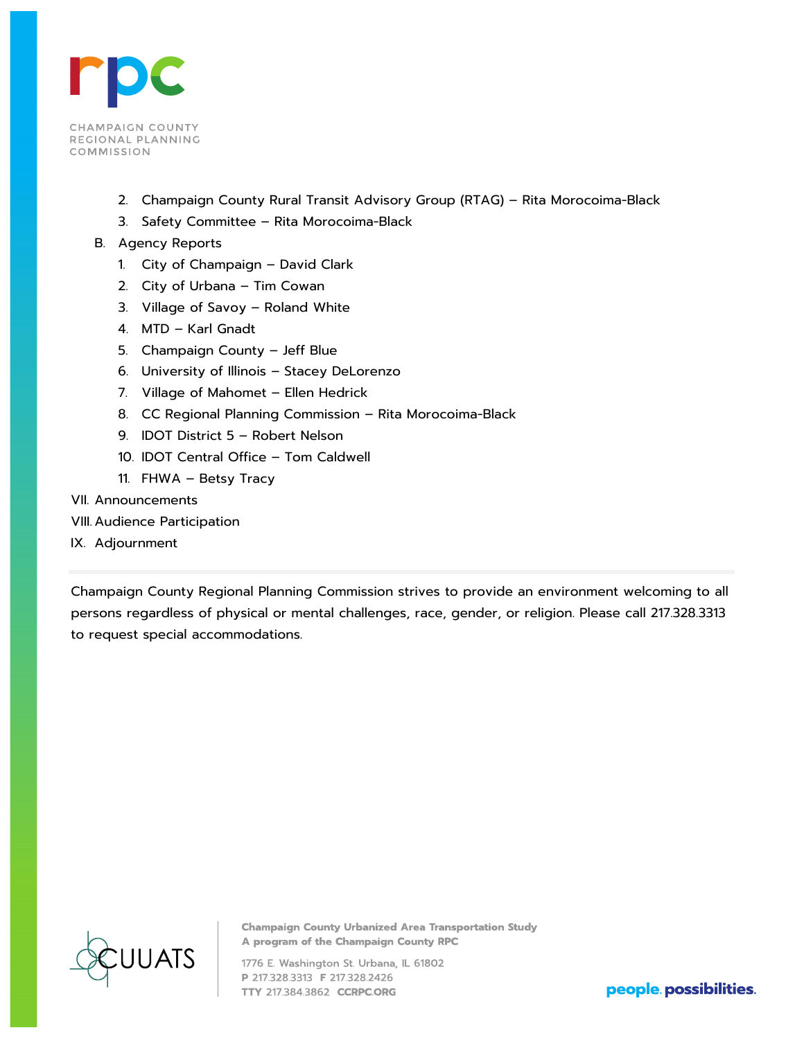2. Champaign County Rural Transit Advisory Group (RTAG) – Rita Morocoima-Black
3. Safety Committee – Rita Morocoima-Black

B. Agency Reports

1. City of Champaign – David Clark
2. City of Urbana – Tim Cowan
3. Village of Savoy – Roland White
4. MTD – Karl Gnadt
5. Champaign County – Jeff Blue
6. University of Illinois – Stacey DeLorenzo
7. Village of Mahomet – Ellen Hedrick
8. CC Regional Planning Commission – Rita Morocoima-Black
9. IDOT District 5 – Robert Nelson
10. IDOT Central Office – Tom Caldwell
11. FHWA – Betsy Tracy

VII. Announcements

VIII. Audience Participation

IX. Adjournment

---

Champaign County Regional Planning Commission strives to provide an environment welcoming to all persons regardless of physical or mental challenges, race, gender, or religion. Please call 217.328.3313 to request special accommodations.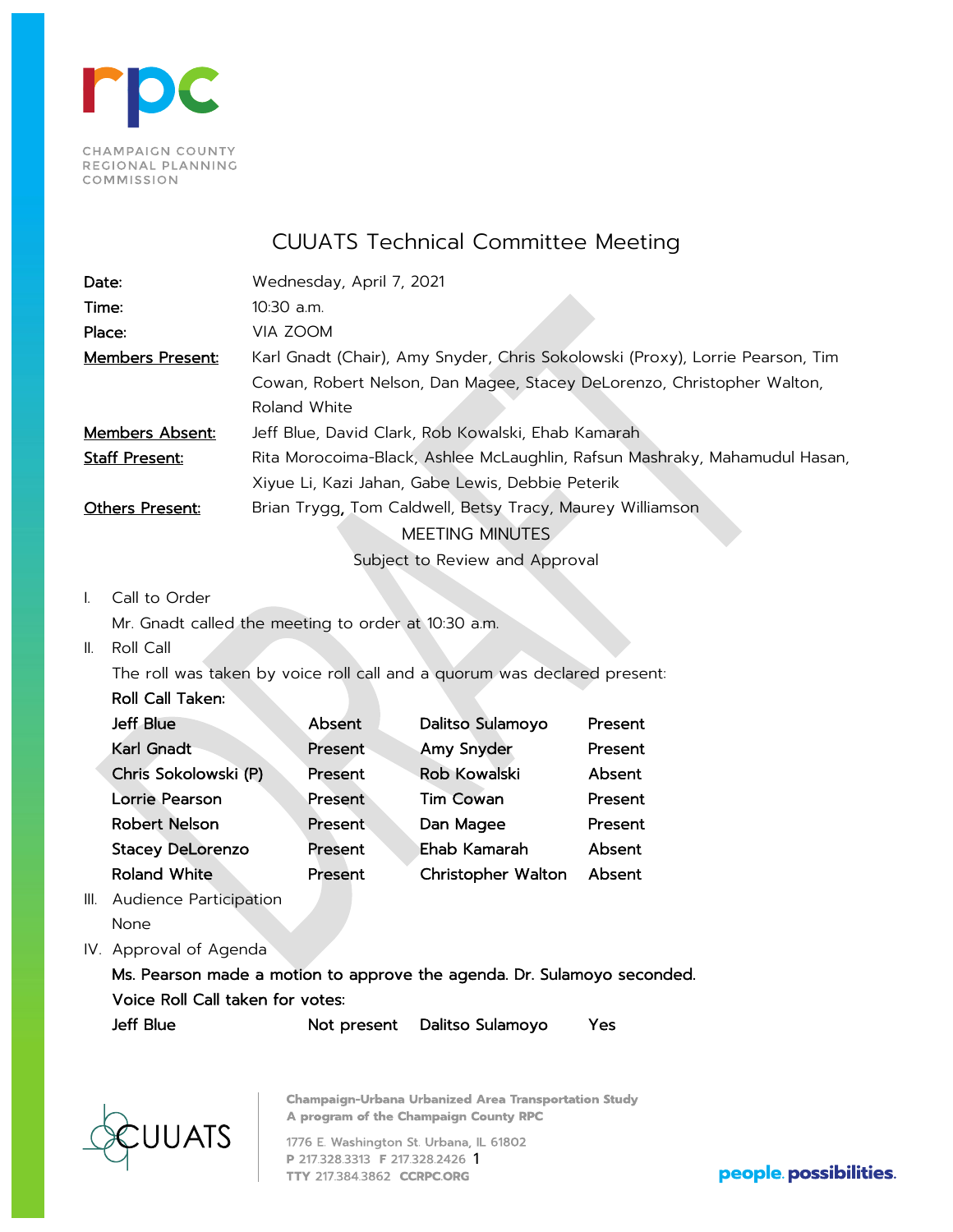CHAMPAIGN COUNTY REGIONAL PLANNING COMMISSION

# CUUATS Technical Committee Meeting

| | |
|---|---|
| **Date:** | Wednesday, April 7, 2021 |
| **Time:** | 10:30 a.m. |
| **Place:** | VIA ZOOM |
| **Members Present:** | Karl Gnadt (Chair), Amy Snyder, Chris Sokolowski (Proxy), Lorrie Pearson, Tim Cowan, Robert Nelson, Dan Magee, Stacey DeLorenzo, Christopher Walton, Roland White |
| **Members Absent:** | Jeff Blue, David Clark, Rob Kowalski, Ehab Kamarah |
| **Staff Present:** | Rita Morocoima-Black, Ashlee McLaughlin, Rafsun Mashraky, Mahamudul Hasan, Xiyue Li, Kazi Jahan, Gabe Lewis, Debbie Peterik |
| **Others Present:** | Brian Trygg, Tom Caldwell, Betsy Tracy, Maurey Williamson |

MEETING MINUTES

Subject to Review and Approval

I. Call to Order

Mr. Gnadt called the meeting to order at 10:30 a.m.

II. Roll Call

The roll was taken by voice roll call and a quorum was declared present:

**Roll Call Taken:**

| | | | |
|---|---|---|---|
| **Jeff Blue** | Absent | Dalitso Sulamoyo | Present |
| **Karl Gnadt** | Present | Amy Snyder | Present |
| **Chris Sokolowski (P)** | Present | Rob Kowalski | Absent |
| **Lorrie Pearson** | Present | Tim Cowan | Present |
| **Robert Nelson** | Present | Dan Magee | Present |
| **Stacey DeLorenzo** | Present | Ehab Kamarah | Absent |
| **Roland White** | Present | Christopher Walton | Absent |

III. Audience Participation

None

IV. Approval of Agenda

**Ms. Pearson made a motion to approve the agenda. Dr. Sulamoyo seconded.**

**Voice Roll Call taken for votes:**

| | | | |
|---|---|---|---|
| Jeff Blue | Not present | Dalitso Sulamoyo | Yes |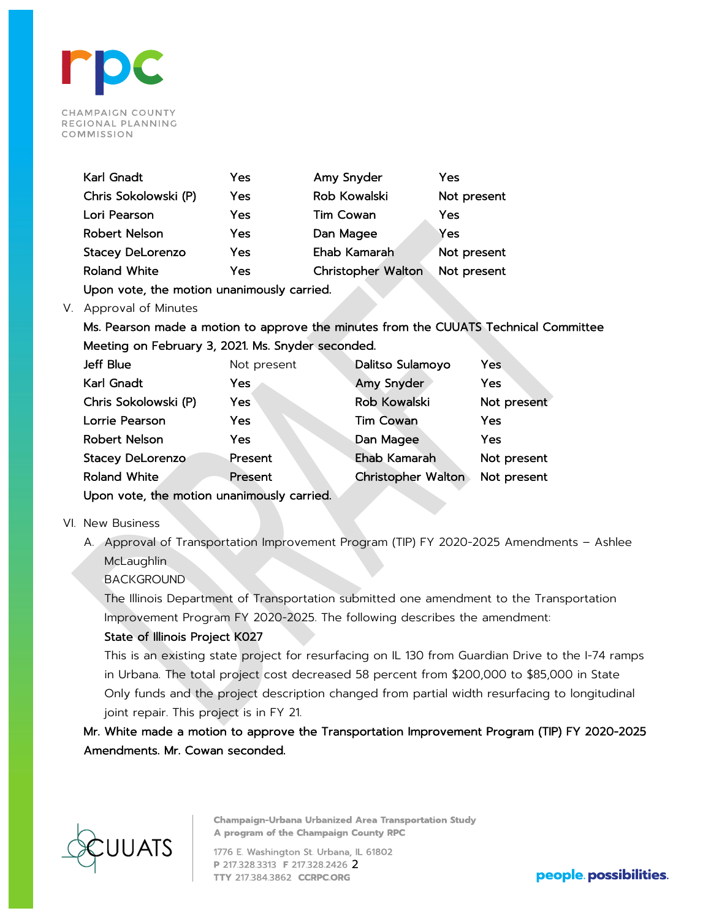| | | | |
|---|---|---|---|
| Karl Gnadt | Yes | Amy Snyder | Yes |
| Chris Sokolowski (P) | Yes | Rob Kowalski | Not present |
| Lori Pearson | Yes | Tim Cowan | Yes |
| Robert Nelson | Yes | Dan Magee | Yes |
| Stacey DeLorenzo | Yes | Ehab Kamarah | Not present |
| Roland White | Yes | Christopher Walton | Not present |

Upon vote, the motion unanimously carried.

V. Approval of Minutes

Ms. Pearson made a motion to approve the minutes from the CUUATS Technical Committee Meeting on February 3, 2021. Ms. Snyder seconded.

| | | | |
|---|---|---|---|
| Jeff Blue | Not present | Dalitso Sulamoyo | Yes |
| Karl Gnadt | Yes | Amy Snyder | Yes |
| Chris Sokolowski (P) | Yes | Rob Kowalski | Not present |
| Lorrie Pearson | Yes | Tim Cowan | Yes |
| Robert Nelson | Yes | Dan Magee | Yes |
| Stacey DeLorenzo | Present | Ehab Kamarah | Not present |
| Roland White | Present | Christopher Walton | Not present |

Upon vote, the motion unanimously carried.

VI. New Business

A. Approval of Transportation Improvement Program (TIP) FY 2020-2025 Amendments – Ashlee McLaughlin

BACKGROUND

The Illinois Department of Transportation submitted one amendment to the Transportation Improvement Program FY 2020-2025. The following describes the amendment:

**State of Illinois Project K027**

This is an existing state project for resurfacing on IL 130 from Guardian Drive to the I-74 ramps in Urbana. The total project cost decreased 58 percent from $200,000 to $85,000 in State Only funds and the project description changed from partial width resurfacing to longitudinal joint repair. This project is in FY 21.

Mr. White made a motion to approve the Transportation Improvement Program (TIP) FY 2020-2025 Amendments. Mr. Cowan seconded.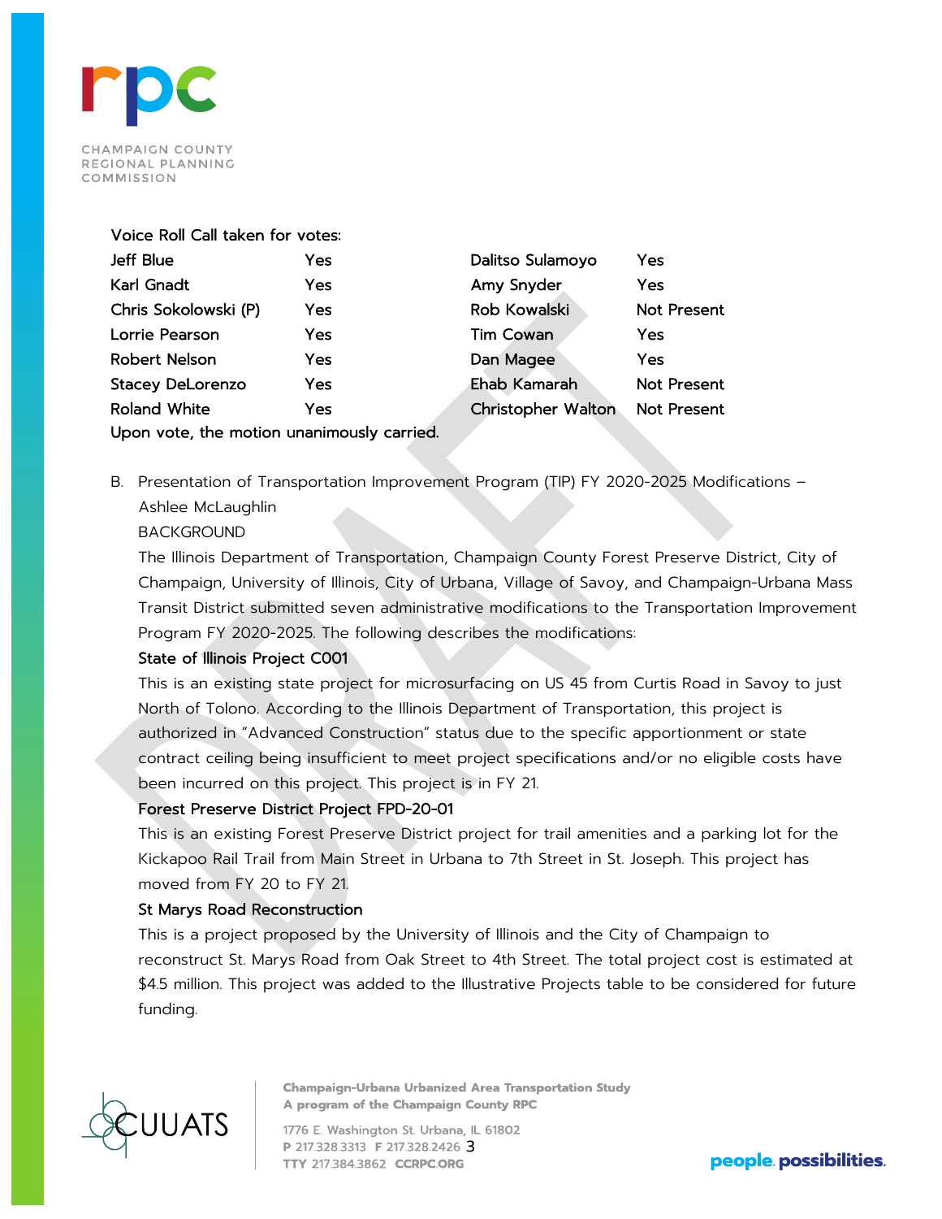Voice Roll Call taken for votes:

| | | | |
|---|---|---|---|
| Jeff Blue | Yes | Dalitso Sulamoyo | Yes |
| Karl Gnadt | Yes | Amy Snyder | Yes |
| Chris Sokolowski (P) | Yes | Rob Kowalski | Not Present |
| Lorrie Pearson | Yes | Tim Cowan | Yes |
| Robert Nelson | Yes | Dan Magee | Yes |
| Stacey DeLorenzo | Yes | Ehab Kamarah | Not Present |
| Roland White | Yes | Christopher Walton | Not Present |

Upon vote, the motion unanimously carried.

B. Presentation of Transportation Improvement Program (TIP) FY 2020-2025 Modifications – Ashlee McLaughlin

BACKGROUND

The Illinois Department of Transportation, Champaign County Forest Preserve District, City of Champaign, University of Illinois, City of Urbana, Village of Savoy, and Champaign-Urbana Mass Transit District submitted seven administrative modifications to the Transportation Improvement Program FY 2020-2025. The following describes the modifications:

**State of Illinois Project C001**

This is an existing state project for microsurfacing on US 45 from Curtis Road in Savoy to just North of Tolono. According to the Illinois Department of Transportation, this project is authorized in "Advanced Construction" status due to the specific apportionment or state contract ceiling being insufficient to meet project specifications and/or no eligible costs have been incurred on this project. This project is in FY 21.

**Forest Preserve District Project FPD-20-01**

This is an existing Forest Preserve District project for trail amenities and a parking lot for the Kickapoo Rail Trail from Main Street in Urbana to 7th Street in St. Joseph. This project has moved from FY 20 to FY 21.

**St Marys Road Reconstruction**

This is a project proposed by the University of Illinois and the City of Champaign to reconstruct St. Marys Road from Oak Street to 4th Street. The total project cost is estimated at $4.5 million. This project was added to the Illustrative Projects table to be considered for future funding.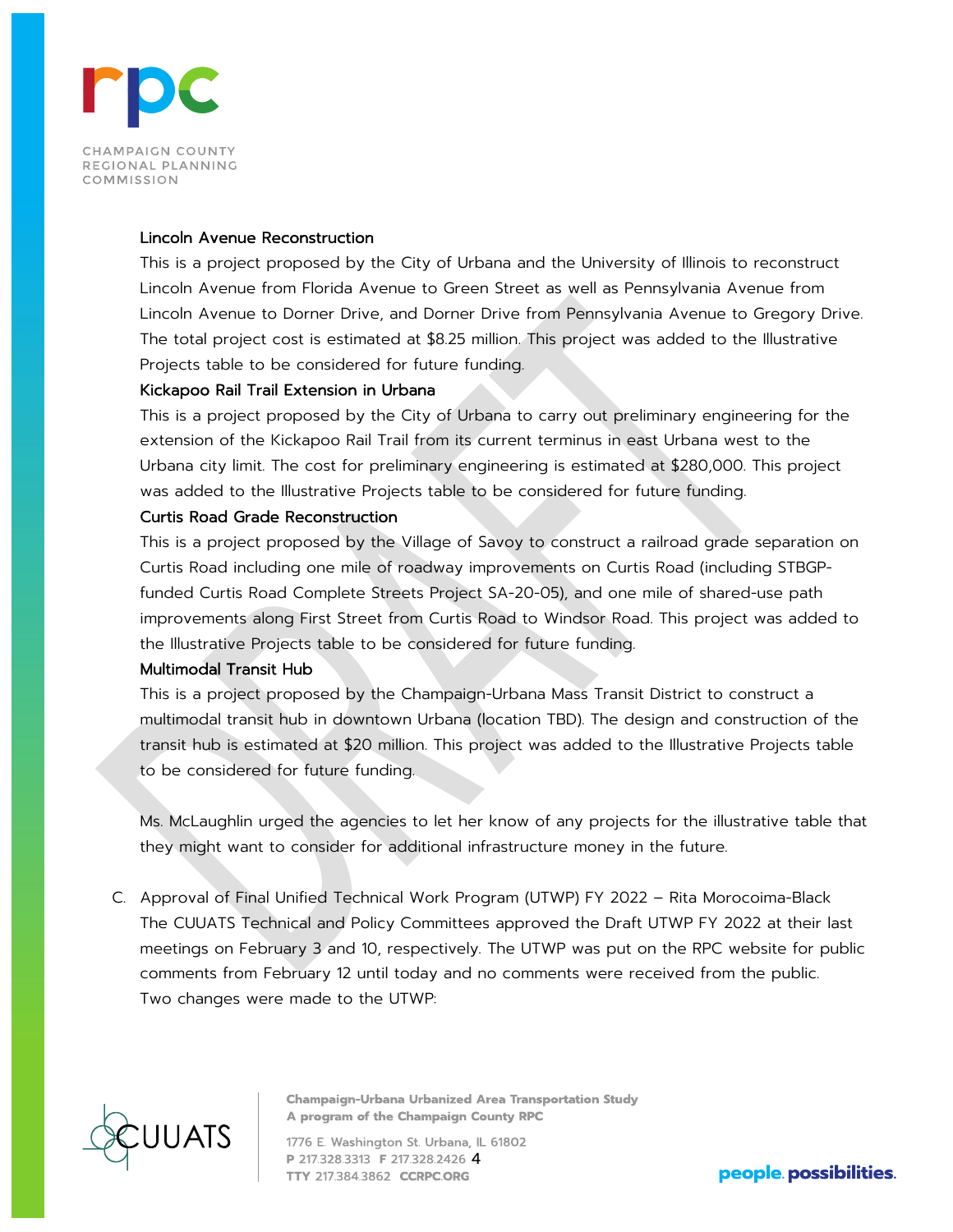**Lincoln Avenue Reconstruction**

This is a project proposed by the City of Urbana and the University of Illinois to reconstruct Lincoln Avenue from Florida Avenue to Green Street as well as Pennsylvania Avenue from Lincoln Avenue to Dorner Drive, and Dorner Drive from Pennsylvania Avenue to Gregory Drive. The total project cost is estimated at $8.25 million. This project was added to the Illustrative Projects table to be considered for future funding.

**Kickapoo Rail Trail Extension in Urbana**

This is a project proposed by the City of Urbana to carry out preliminary engineering for the extension of the Kickapoo Rail Trail from its current terminus in east Urbana west to the Urbana city limit. The cost for preliminary engineering is estimated at $280,000. This project was added to the Illustrative Projects table to be considered for future funding.

**Curtis Road Grade Reconstruction**

This is a project proposed by the Village of Savoy to construct a railroad grade separation on Curtis Road including one mile of roadway improvements on Curtis Road (including STBGP-funded Curtis Road Complete Streets Project SA-20-05), and one mile of shared-use path improvements along First Street from Curtis Road to Windsor Road. This project was added to the Illustrative Projects table to be considered for future funding.

**Multimodal Transit Hub**

This is a project proposed by the Champaign-Urbana Mass Transit District to construct a multimodal transit hub in downtown Urbana (location TBD). The design and construction of the transit hub is estimated at $20 million. This project was added to the Illustrative Projects table to be considered for future funding.

Ms. McLaughlin urged the agencies to let her know of any projects for the illustrative table that they might want to consider for additional infrastructure money in the future.

C. Approval of Final Unified Technical Work Program (UTWP) FY 2022 – Rita Morocoima-Black
The CUUATS Technical and Policy Committees approved the Draft UTWP FY 2022 at their last meetings on February 3 and 10, respectively. The UTWP was put on the RPC website for public comments from February 12 until today and no comments were received from the public. Two changes were made to the UTWP: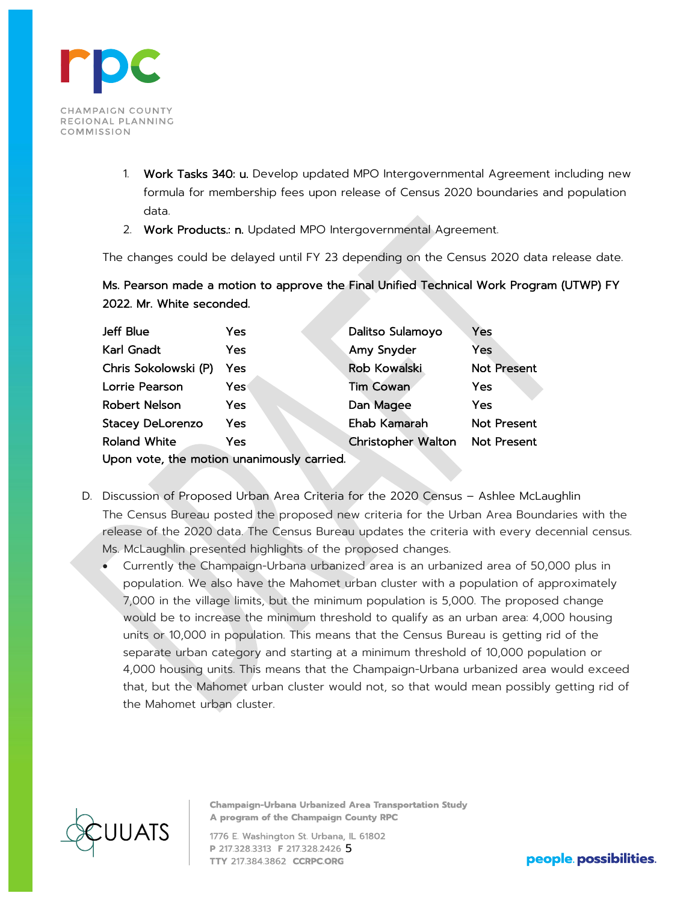1. **Work Tasks 340: u.** Develop updated MPO Intergovernmental Agreement including new formula for membership fees upon release of Census 2020 boundaries and population data.
2. **Work Products.: n.** Updated MPO Intergovernmental Agreement.

The changes could be delayed until FY 23 depending on the Census 2020 data release date.

**Ms. Pearson made a motion to approve the Final Unified Technical Work Program (UTWP) FY 2022. Mr. White seconded.**

| | | | |
|---|---|---|---|
| Jeff Blue | Yes | Dalitso Sulamoyo | Yes |
| Karl Gnadt | Yes | Amy Snyder | Yes |
| Chris Sokolowski (P) | Yes | Rob Kowalski | Not Present |
| Lorrie Pearson | Yes | Tim Cowan | Yes |
| Robert Nelson | Yes | Dan Magee | Yes |
| Stacey DeLorenzo | Yes | Ehab Kamarah | Not Present |
| Roland White | Yes | Christopher Walton | Not Present |

**Upon vote, the motion unanimously carried.**

D. Discussion of Proposed Urban Area Criteria for the 2020 Census – Ashlee McLaughlin

The Census Bureau posted the proposed new criteria for the Urban Area Boundaries with the release of the 2020 data. The Census Bureau updates the criteria with every decennial census. Ms. McLaughlin presented highlights of the proposed changes.

- Currently the Champaign-Urbana urbanized area is an urbanized area of 50,000 plus in population. We also have the Mahomet urban cluster with a population of approximately 7,000 in the village limits, but the minimum population is 5,000. The proposed change would be to increase the minimum threshold to qualify as an urban area: 4,000 housing units or 10,000 in population. This means that the Census Bureau is getting rid of the separate urban category and starting at a minimum threshold of 10,000 population or 4,000 housing units. This means that the Champaign-Urbana urbanized area would exceed that, but the Mahomet urban cluster would not, so that would mean possibly getting rid of the Mahomet urban cluster.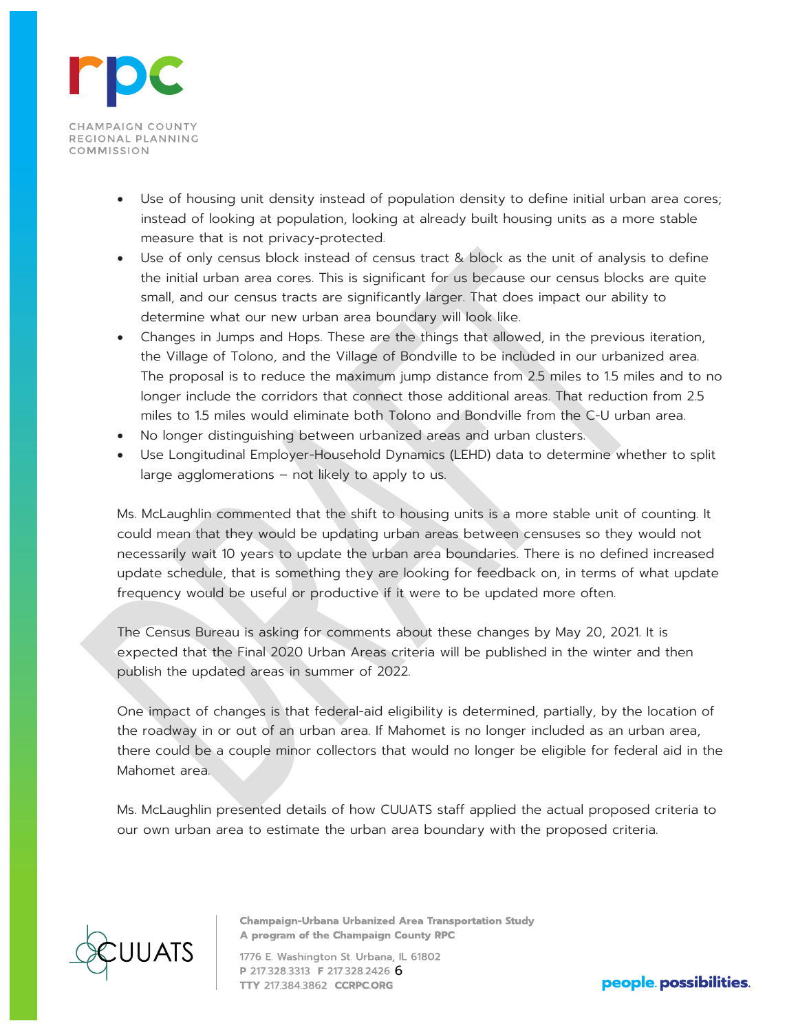- Use of housing unit density instead of population density to define initial urban area cores; instead of looking at population, looking at already built housing units as a more stable measure that is not privacy-protected.
- Use of only census block instead of census tract & block as the unit of analysis to define the initial urban area cores. This is significant for us because our census blocks are quite small, and our census tracts are significantly larger. That does impact our ability to determine what our new urban area boundary will look like.
- Changes in Jumps and Hops. These are the things that allowed, in the previous iteration, the Village of Tolono, and the Village of Bondville to be included in our urbanized area. The proposal is to reduce the maximum jump distance from 2.5 miles to 1.5 miles and to no longer include the corridors that connect those additional areas. That reduction from 2.5 miles to 1.5 miles would eliminate both Tolono and Bondville from the C-U urban area.
- No longer distinguishing between urbanized areas and urban clusters.
- Use Longitudinal Employer-Household Dynamics (LEHD) data to determine whether to split large agglomerations – not likely to apply to us.

Ms. McLaughlin commented that the shift to housing units is a more stable unit of counting. It could mean that they would be updating urban areas between censuses so they would not necessarily wait 10 years to update the urban area boundaries. There is no defined increased update schedule, that is something they are looking for feedback on, in terms of what update frequency would be useful or productive if it were to be updated more often.

The Census Bureau is asking for comments about these changes by May 20, 2021. It is expected that the Final 2020 Urban Areas criteria will be published in the winter and then publish the updated areas in summer of 2022.

One impact of changes is that federal-aid eligibility is determined, partially, by the location of the roadway in or out of an urban area. If Mahomet is no longer included as an urban area, there could be a couple minor collectors that would no longer be eligible for federal aid in the Mahomet area.

Ms. McLaughlin presented details of how CUUATS staff applied the actual proposed criteria to our own urban area to estimate the urban area boundary with the proposed criteria.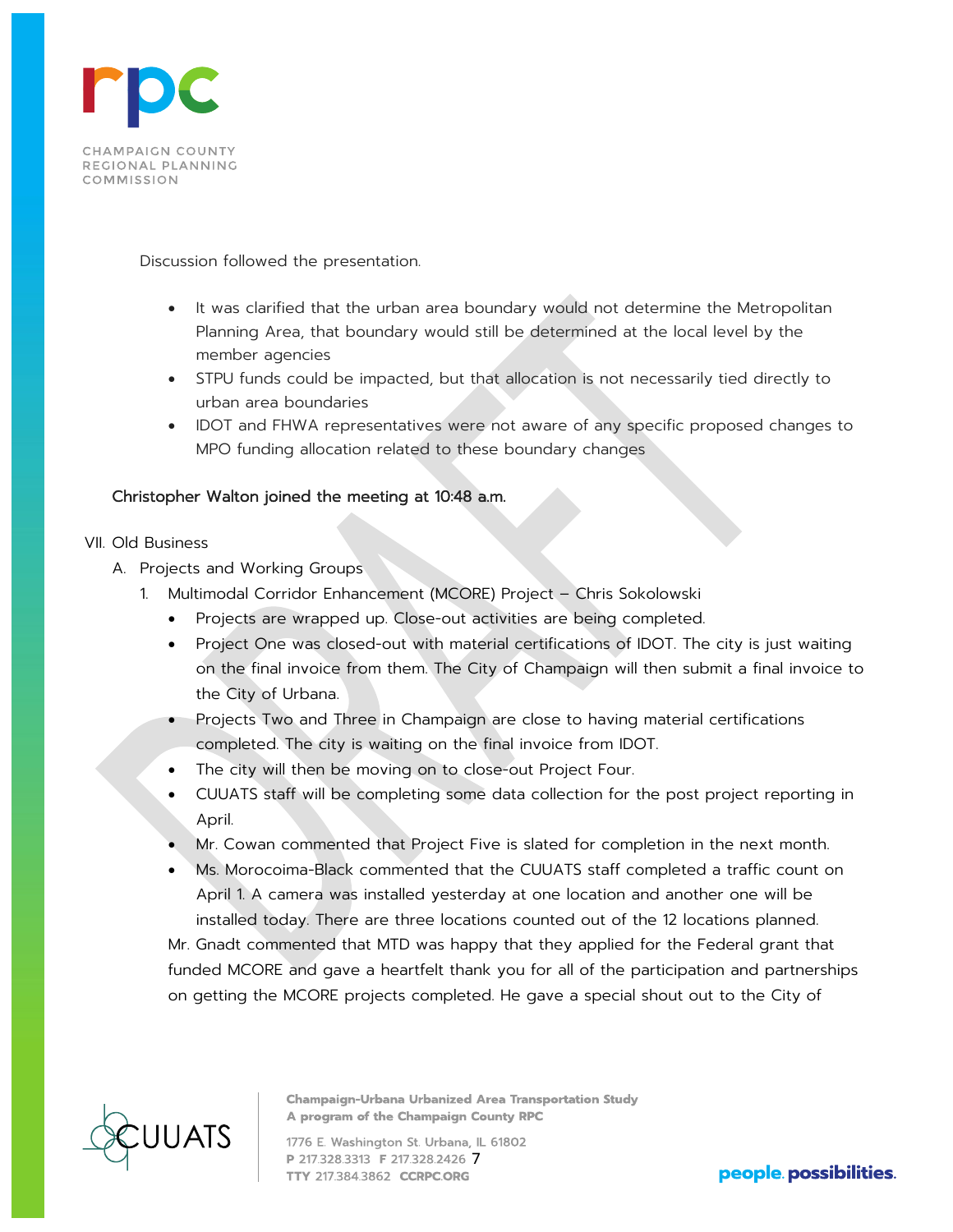Discussion followed the presentation.

- It was clarified that the urban area boundary would not determine the Metropolitan Planning Area, that boundary would still be determined at the local level by the member agencies
- STPU funds could be impacted, but that allocation is not necessarily tied directly to urban area boundaries
- IDOT and FHWA representatives were not aware of any specific proposed changes to MPO funding allocation related to these boundary changes

**Christopher Walton joined the meeting at 10:48 a.m.**

VII. Old Business

A. Projects and Working Groups

1. Multimodal Corridor Enhancement (MCORE) Project – Chris Sokolowski
   - Projects are wrapped up. Close-out activities are being completed.
   - Project One was closed-out with material certifications of IDOT. The city is just waiting on the final invoice from them. The City of Champaign will then submit a final invoice to the City of Urbana.
   - Projects Two and Three in Champaign are close to having material certifications completed. The city is waiting on the final invoice from IDOT.
   - The city will then be moving on to close-out Project Four.
   - CUUATS staff will be completing some data collection for the post project reporting in April.
   - Mr. Cowan commented that Project Five is slated for completion in the next month.
   - Ms. Morocoima-Black commented that the CUUATS staff completed a traffic count on April 1. A camera was installed yesterday at one location and another one will be installed today. There are three locations counted out of the 12 locations planned.

   Mr. Gnadt commented that MTD was happy that they applied for the Federal grant that funded MCORE and gave a heartfelt thank you for all of the participation and partnerships on getting the MCORE projects completed. He gave a special shout out to the City of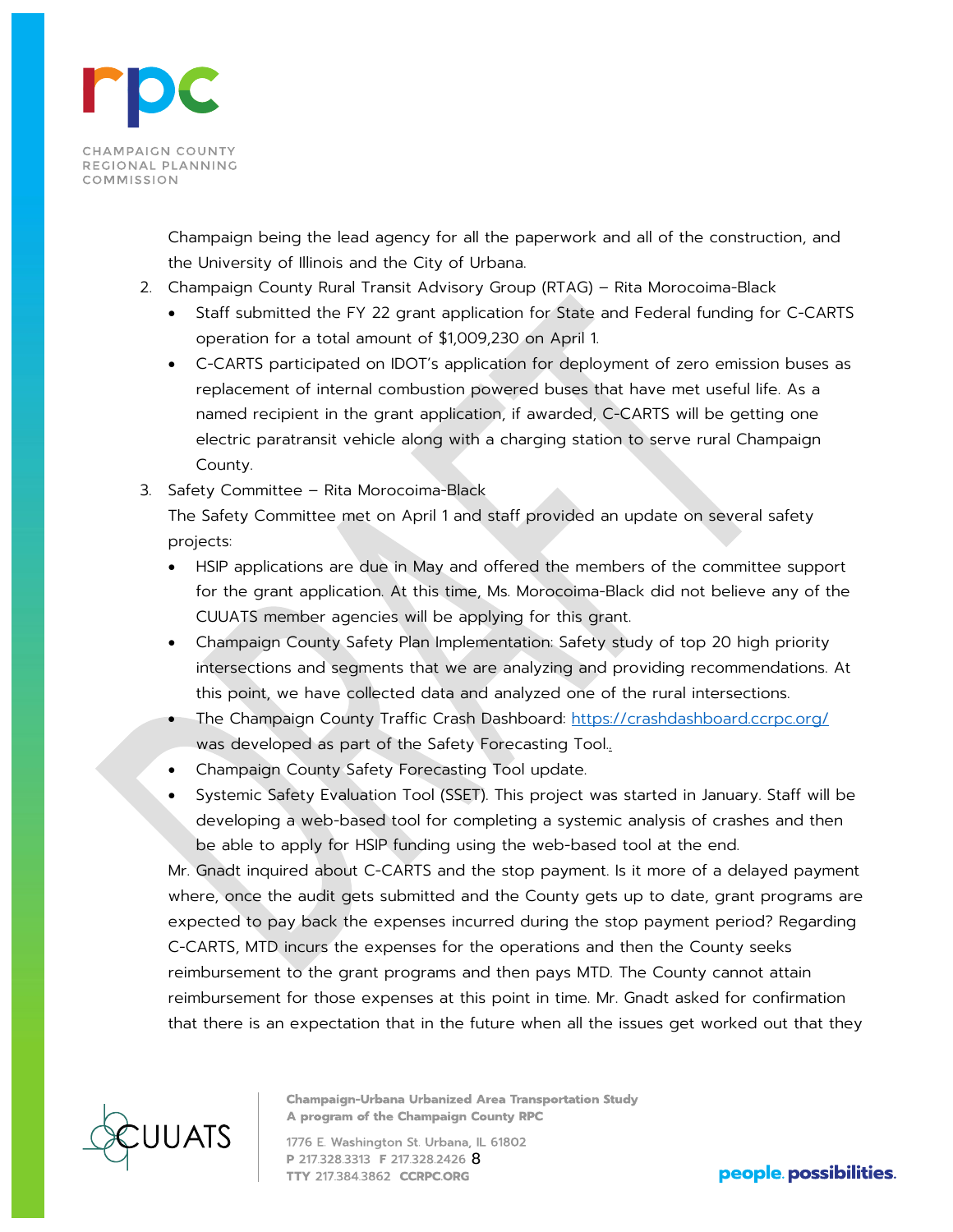Champaign being the lead agency for all the paperwork and all of the construction, and the University of Illinois and the City of Urbana.

2. Champaign County Rural Transit Advisory Group (RTAG) – Rita Morocoima-Black
   - Staff submitted the FY 22 grant application for State and Federal funding for C-CARTS operation for a total amount of $1,009,230 on April 1.
   - C-CARTS participated on IDOT's application for deployment of zero emission buses as replacement of internal combustion powered buses that have met useful life. As a named recipient in the grant application, if awarded, C-CARTS will be getting one electric paratransit vehicle along with a charging station to serve rural Champaign County.
3. Safety Committee – Rita Morocoima-Black

   The Safety Committee met on April 1 and staff provided an update on several safety projects:
   - HSIP applications are due in May and offered the members of the committee support for the grant application. At this time, Ms. Morocoima-Black did not believe any of the CUUATS member agencies will be applying for this grant.
   - Champaign County Safety Plan Implementation: Safety study of top 20 high priority intersections and segments that we are analyzing and providing recommendations. At this point, we have collected data and analyzed one of the rural intersections.
   - The Champaign County Traffic Crash Dashboard: https://crashdashboard.ccrpc.org/ was developed as part of the Safety Forecasting Tool..
   - Champaign County Safety Forecasting Tool update.
   - Systemic Safety Evaluation Tool (SSET). This project was started in January. Staff will be developing a web-based tool for completing a systemic analysis of crashes and then be able to apply for HSIP funding using the web-based tool at the end.

   Mr. Gnadt inquired about C-CARTS and the stop payment. Is it more of a delayed payment where, once the audit gets submitted and the County gets up to date, grant programs are expected to pay back the expenses incurred during the stop payment period? Regarding C-CARTS, MTD incurs the expenses for the operations and then the County seeks reimbursement to the grant programs and then pays MTD. The County cannot attain reimbursement for those expenses at this point in time. Mr. Gnadt asked for confirmation that there is an expectation that in the future when all the issues get worked out that they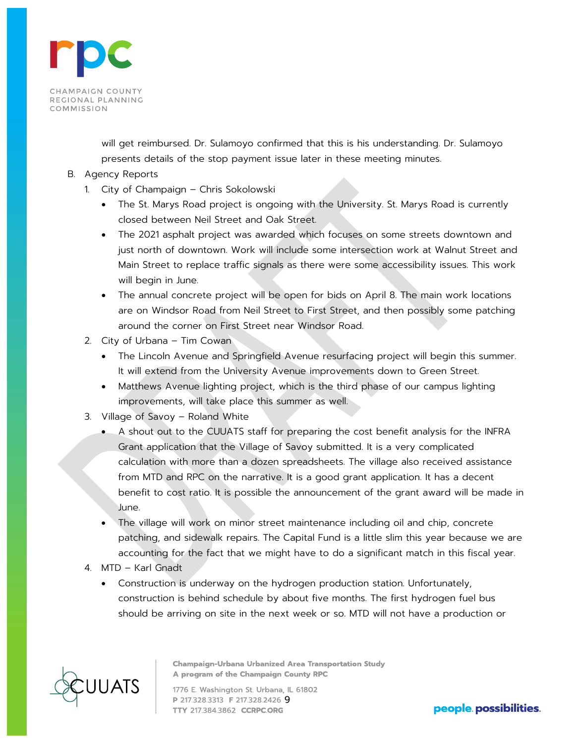will get reimbursed. Dr. Sulamoyo confirmed that this is his understanding. Dr. Sulamoyo presents details of the stop payment issue later in these meeting minutes.

B. Agency Reports

1. City of Champaign – Chris Sokolowski
   - The St. Marys Road project is ongoing with the University. St. Marys Road is currently closed between Neil Street and Oak Street.
   - The 2021 asphalt project was awarded which focuses on some streets downtown and just north of downtown. Work will include some intersection work at Walnut Street and Main Street to replace traffic signals as there were some accessibility issues. This work will begin in June.
   - The annual concrete project will be open for bids on April 8. The main work locations are on Windsor Road from Neil Street to First Street, and then possibly some patching around the corner on First Street near Windsor Road.
2. City of Urbana – Tim Cowan
   - The Lincoln Avenue and Springfield Avenue resurfacing project will begin this summer. It will extend from the University Avenue improvements down to Green Street.
   - Matthews Avenue lighting project, which is the third phase of our campus lighting improvements, will take place this summer as well.
3. Village of Savoy – Roland White
   - A shout out to the CUUATS staff for preparing the cost benefit analysis for the INFRA Grant application that the Village of Savoy submitted. It is a very complicated calculation with more than a dozen spreadsheets. The village also received assistance from MTD and RPC on the narrative. It is a good grant application. It has a decent benefit to cost ratio. It is possible the announcement of the grant award will be made in June.
   - The village will work on minor street maintenance including oil and chip, concrete patching, and sidewalk repairs. The Capital Fund is a little slim this year because we are accounting for the fact that we might have to do a significant match in this fiscal year.
4. MTD – Karl Gnadt
   - Construction is underway on the hydrogen production station. Unfortunately, construction is behind schedule by about five months. The first hydrogen fuel bus should be arriving on site in the next week or so. MTD will not have a production or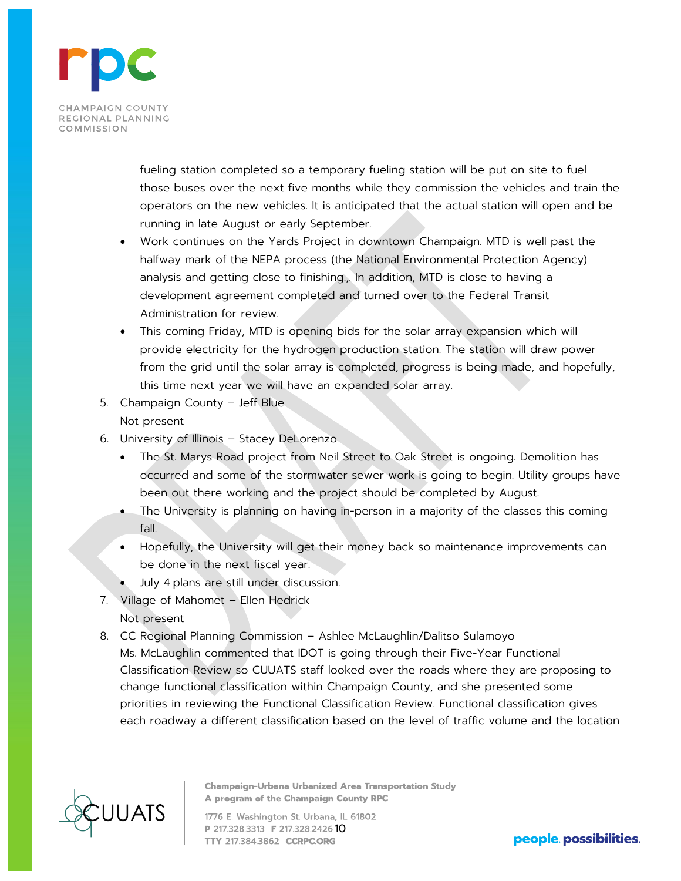fueling station completed so a temporary fueling station will be put on site to fuel those buses over the next five months while they commission the vehicles and train the operators on the new vehicles. It is anticipated that the actual station will open and be running in late August or early September.

- Work continues on the Yards Project in downtown Champaign. MTD is well past the halfway mark of the NEPA process (the National Environmental Protection Agency) analysis and getting close to finishing.,. In addition, MTD is close to having a development agreement completed and turned over to the Federal Transit Administration for review.
- This coming Friday, MTD is opening bids for the solar array expansion which will provide electricity for the hydrogen production station. The station will draw power from the grid until the solar array is completed, progress is being made, and hopefully, this time next year we will have an expanded solar array.

5. Champaign County – Jeff Blue
   Not present
6. University of Illinois – Stacey DeLorenzo
   - The St. Marys Road project from Neil Street to Oak Street is ongoing. Demolition has occurred and some of the stormwater sewer work is going to begin. Utility groups have been out there working and the project should be completed by August.
   - The University is planning on having in-person in a majority of the classes this coming fall.
   - Hopefully, the University will get their money back so maintenance improvements can be done in the next fiscal year.
   - July 4 plans are still under discussion.
7. Village of Mahomet – Ellen Hedrick
   Not present
8. CC Regional Planning Commission – Ashlee McLaughlin/Dalitso Sulamoyo
   Ms. McLaughlin commented that IDOT is going through their Five-Year Functional Classification Review so CUUATS staff looked over the roads where they are proposing to change functional classification within Champaign County, and she presented some priorities in reviewing the Functional Classification Review. Functional classification gives each roadway a different classification based on the level of traffic volume and the location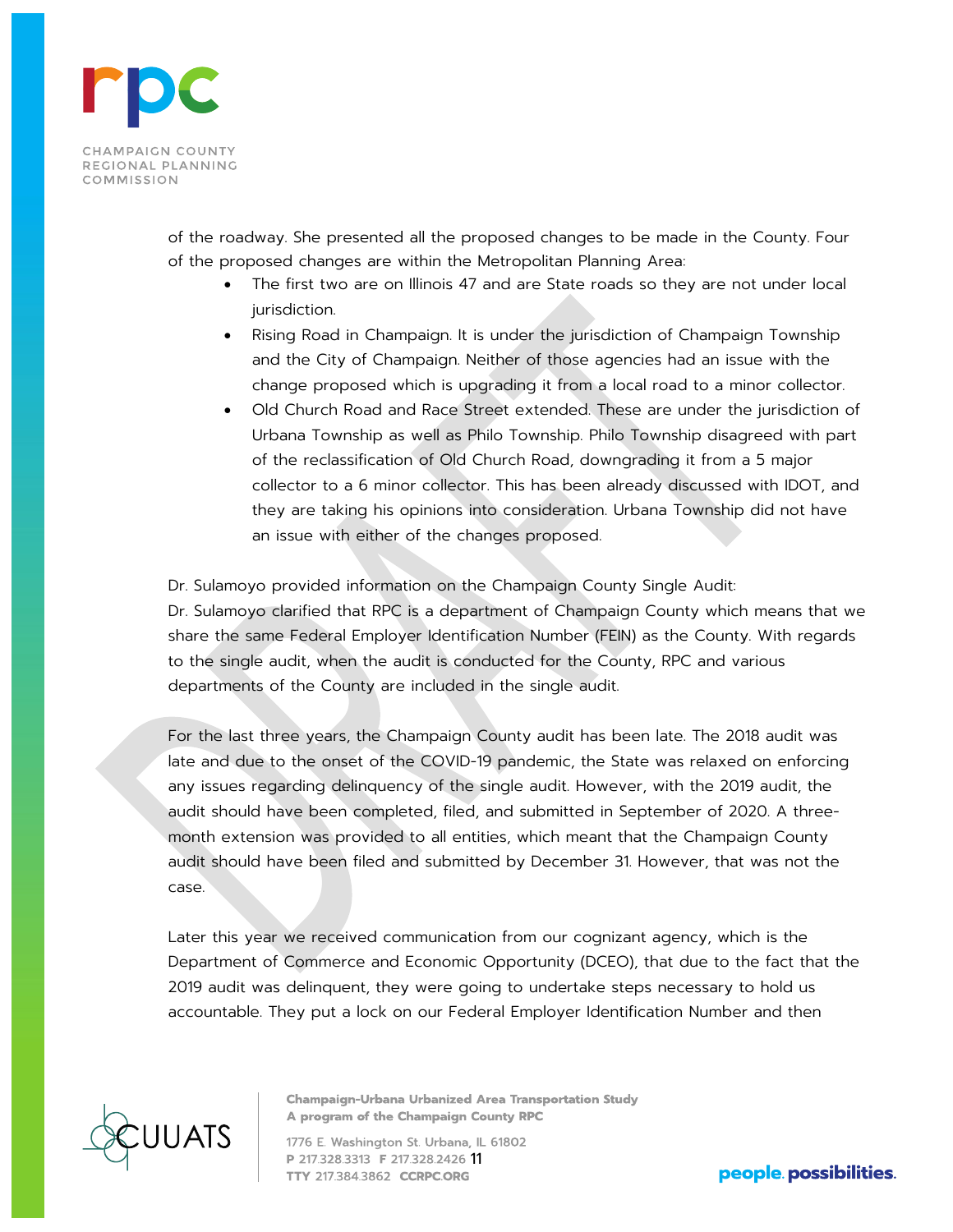of the roadway. She presented all the proposed changes to be made in the County. Four of the proposed changes are within the Metropolitan Planning Area:

- The first two are on Illinois 47 and are State roads so they are not under local jurisdiction.
- Rising Road in Champaign. It is under the jurisdiction of Champaign Township and the City of Champaign. Neither of those agencies had an issue with the change proposed which is upgrading it from a local road to a minor collector.
- Old Church Road and Race Street extended. These are under the jurisdiction of Urbana Township as well as Philo Township. Philo Township disagreed with part of the reclassification of Old Church Road, downgrading it from a 5 major collector to a 6 minor collector. This has been already discussed with IDOT, and they are taking his opinions into consideration. Urbana Township did not have an issue with either of the changes proposed.

Dr. Sulamoyo provided information on the Champaign County Single Audit:
Dr. Sulamoyo clarified that RPC is a department of Champaign County which means that we share the same Federal Employer Identification Number (FEIN) as the County. With regards to the single audit, when the audit is conducted for the County, RPC and various departments of the County are included in the single audit.

For the last three years, the Champaign County audit has been late. The 2018 audit was late and due to the onset of the COVID-19 pandemic, the State was relaxed on enforcing any issues regarding delinquency of the single audit. However, with the 2019 audit, the audit should have been completed, filed, and submitted in September of 2020. A three-month extension was provided to all entities, which meant that the Champaign County audit should have been filed and submitted by December 31. However, that was not the case.

Later this year we received communication from our cognizant agency, which is the Department of Commerce and Economic Opportunity (DCEO), that due to the fact that the 2019 audit was delinquent, they were going to undertake steps necessary to hold us accountable. They put a lock on our Federal Employer Identification Number and then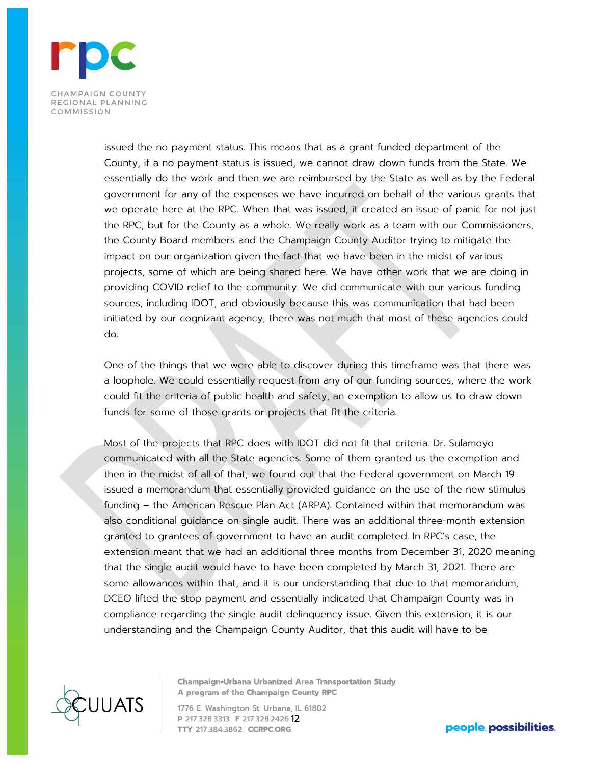issued the no payment status. This means that as a grant funded department of the County, if a no payment status is issued, we cannot draw down funds from the State. We essentially do the work and then we are reimbursed by the State as well as by the Federal government for any of the expenses we have incurred on behalf of the various grants that we operate here at the RPC. When that was issued, it created an issue of panic for not just the RPC, but for the County as a whole. We really work as a team with our Commissioners, the County Board members and the Champaign County Auditor trying to mitigate the impact on our organization given the fact that we have been in the midst of various projects, some of which are being shared here. We have other work that we are doing in providing COVID relief to the community. We did communicate with our various funding sources, including IDOT, and obviously because this was communication that had been initiated by our cognizant agency, there was not much that most of these agencies could do.

One of the things that we were able to discover during this timeframe was that there was a loophole. We could essentially request from any of our funding sources, where the work could fit the criteria of public health and safety, an exemption to allow us to draw down funds for some of those grants or projects that fit the criteria.

Most of the projects that RPC does with IDOT did not fit that criteria. Dr. Sulamoyo communicated with all the State agencies. Some of them granted us the exemption and then in the midst of all of that, we found out that the Federal government on March 19 issued a memorandum that essentially provided guidance on the use of the new stimulus funding – the American Rescue Plan Act (ARPA). Contained within that memorandum was also conditional guidance on single audit. There was an additional three-month extension granted to grantees of government to have an audit completed. In RPC's case, the extension meant that we had an additional three months from December 31, 2020 meaning that the single audit would have to have been completed by March 31, 2021. There are some allowances within that, and it is our understanding that due to that memorandum, DCEO lifted the stop payment and essentially indicated that Champaign County was in compliance regarding the single audit delinquency issue. Given this extension, it is our understanding and the Champaign County Auditor, that this audit will have to be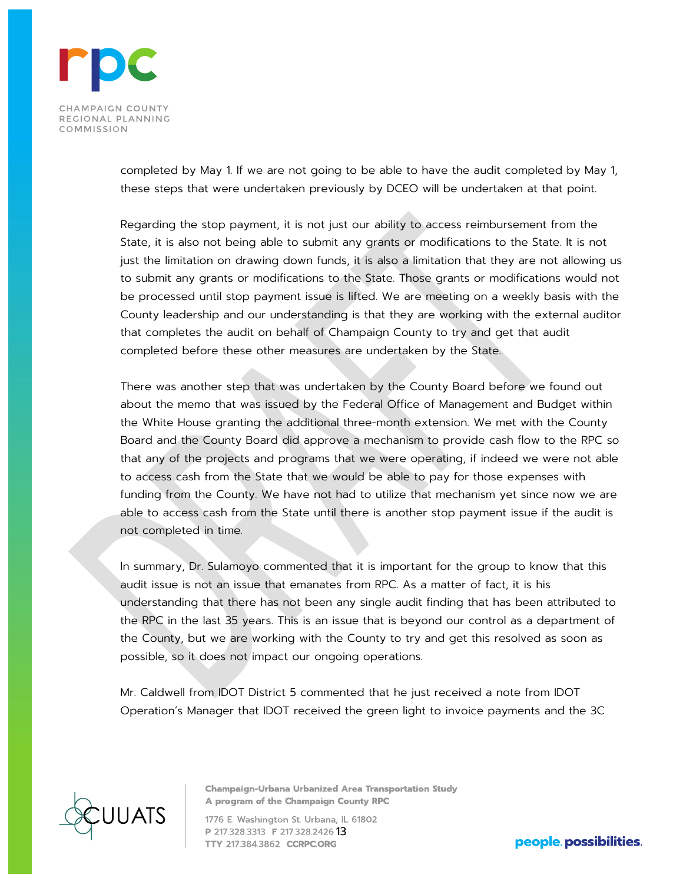completed by May 1. If we are not going to be able to have the audit completed by May 1, these steps that were undertaken previously by DCEO will be undertaken at that point.

Regarding the stop payment, it is not just our ability to access reimbursement from the State, it is also not being able to submit any grants or modifications to the State. It is not just the limitation on drawing down funds, it is also a limitation that they are not allowing us to submit any grants or modifications to the State. Those grants or modifications would not be processed until stop payment issue is lifted. We are meeting on a weekly basis with the County leadership and our understanding is that they are working with the external auditor that completes the audit on behalf of Champaign County to try and get that audit completed before these other measures are undertaken by the State.

There was another step that was undertaken by the County Board before we found out about the memo that was issued by the Federal Office of Management and Budget within the White House granting the additional three-month extension. We met with the County Board and the County Board did approve a mechanism to provide cash flow to the RPC so that any of the projects and programs that we were operating, if indeed we were not able to access cash from the State that we would be able to pay for those expenses with funding from the County. We have not had to utilize that mechanism yet since now we are able to access cash from the State until there is another stop payment issue if the audit is not completed in time.

In summary, Dr. Sulamoyo commented that it is important for the group to know that this audit issue is not an issue that emanates from RPC. As a matter of fact, it is his understanding that there has not been any single audit finding that has been attributed to the RPC in the last 35 years. This is an issue that is beyond our control as a department of the County, but we are working with the County to try and get this resolved as soon as possible, so it does not impact our ongoing operations.

Mr. Caldwell from IDOT District 5 commented that he just received a note from IDOT Operation's Manager that IDOT received the green light to invoice payments and the 3C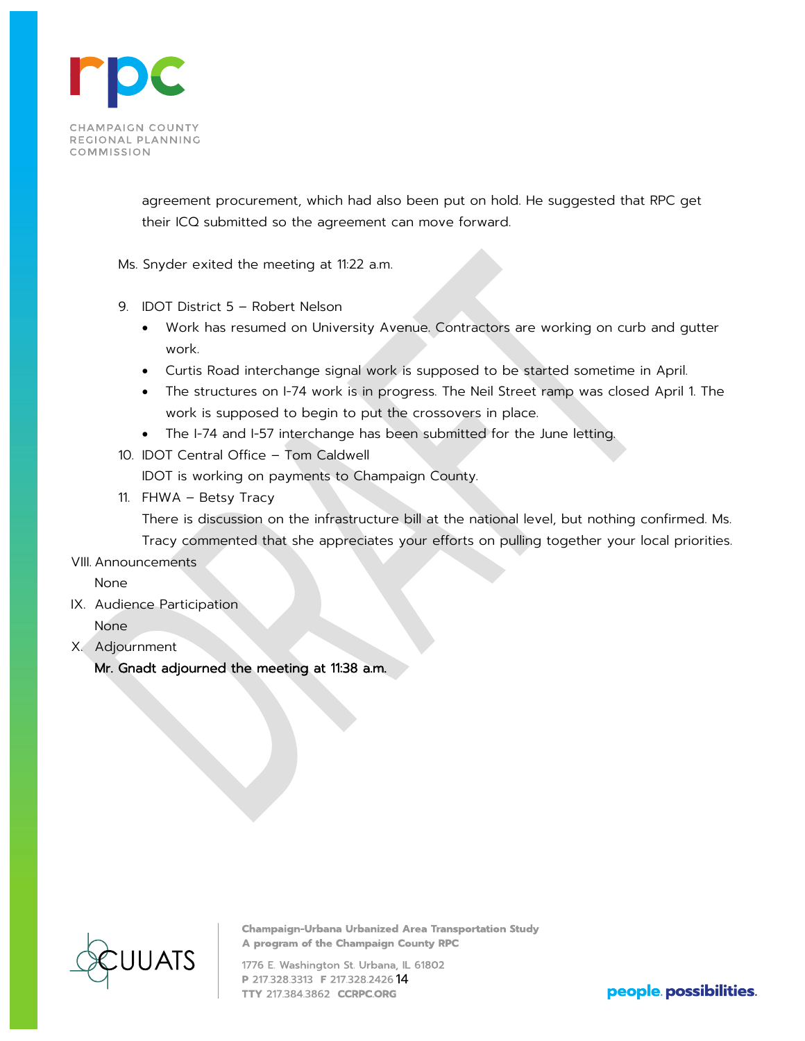agreement procurement, which had also been put on hold. He suggested that RPC get their ICQ submitted so the agreement can move forward.

Ms. Snyder exited the meeting at 11:22 a.m.

9. IDOT District 5 – Robert Nelson
   - Work has resumed on University Avenue. Contractors are working on curb and gutter work.
   - Curtis Road interchange signal work is supposed to be started sometime in April.
   - The structures on I-74 work is in progress. The Neil Street ramp was closed April 1. The work is supposed to begin to put the crossovers in place.
   - The I-74 and I-57 interchange has been submitted for the June letting.
10. IDOT Central Office – Tom Caldwell

    IDOT is working on payments to Champaign County.
11. FHWA – Betsy Tracy

    There is discussion on the infrastructure bill at the national level, but nothing confirmed. Ms. Tracy commented that she appreciates your efforts on pulling together your local priorities.

VIII. Announcements

None

IX. Audience Participation

None

X. Adjournment

**Mr. Gnadt adjourned the meeting at 11:38 a.m.**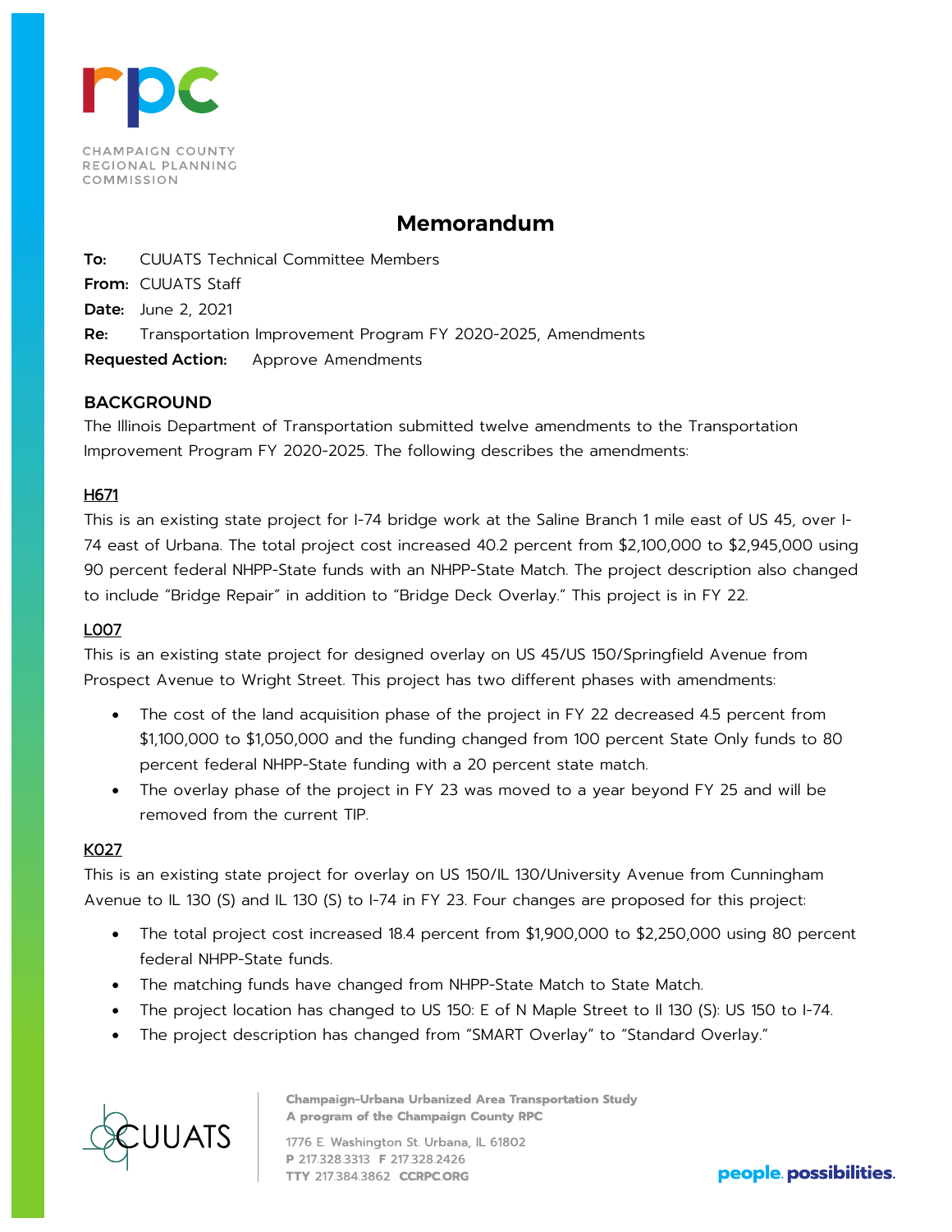CHAMPAIGN COUNTY REGIONAL PLANNING COMMISSION

# Memorandum

**To:** CUUATS Technical Committee Members
**From:** CUUATS Staff
**Date:** June 2, 2021
**Re:** Transportation Improvement Program FY 2020-2025, Amendments
**Requested Action:** Approve Amendments

## BACKGROUND

The Illinois Department of Transportation submitted twelve amendments to the Transportation Improvement Program FY 2020-2025. The following describes the amendments:

### H671

This is an existing state project for I-74 bridge work at the Saline Branch 1 mile east of US 45, over I-74 east of Urbana. The total project cost increased 40.2 percent from $2,100,000 to $2,945,000 using 90 percent federal NHPP-State funds with an NHPP-State Match. The project description also changed to include "Bridge Repair" in addition to "Bridge Deck Overlay." This project is in FY 22.

### L007

This is an existing state project for designed overlay on US 45/US 150/Springfield Avenue from Prospect Avenue to Wright Street. This project has two different phases with amendments:

- The cost of the land acquisition phase of the project in FY 22 decreased 4.5 percent from $1,100,000 to $1,050,000 and the funding changed from 100 percent State Only funds to 80 percent federal NHPP-State funding with a 20 percent state match.
- The overlay phase of the project in FY 23 was moved to a year beyond FY 25 and will be removed from the current TIP.

### K027

This is an existing state project for overlay on US 150/IL 130/University Avenue from Cunningham Avenue to IL 130 (S) and IL 130 (S) to I-74 in FY 23. Four changes are proposed for this project:

- The total project cost increased 18.4 percent from $1,900,000 to $2,250,000 using 80 percent federal NHPP-State funds.
- The matching funds have changed from NHPP-State Match to State Match.
- The project location has changed to US 150: E of N Maple Street to Il 130 (S): US 150 to I-74.
- The project description has changed from "SMART Overlay" to "Standard Overlay."

Champaign-Urbana Urbanized Area Transportation Study
A program of the Champaign County RPC

1776 E. Washington St. Urbana, IL 61802
P 217.328.3313 F 217.328.2426
TTY 217.384.3862 CCRPC.ORG

people. possibilities.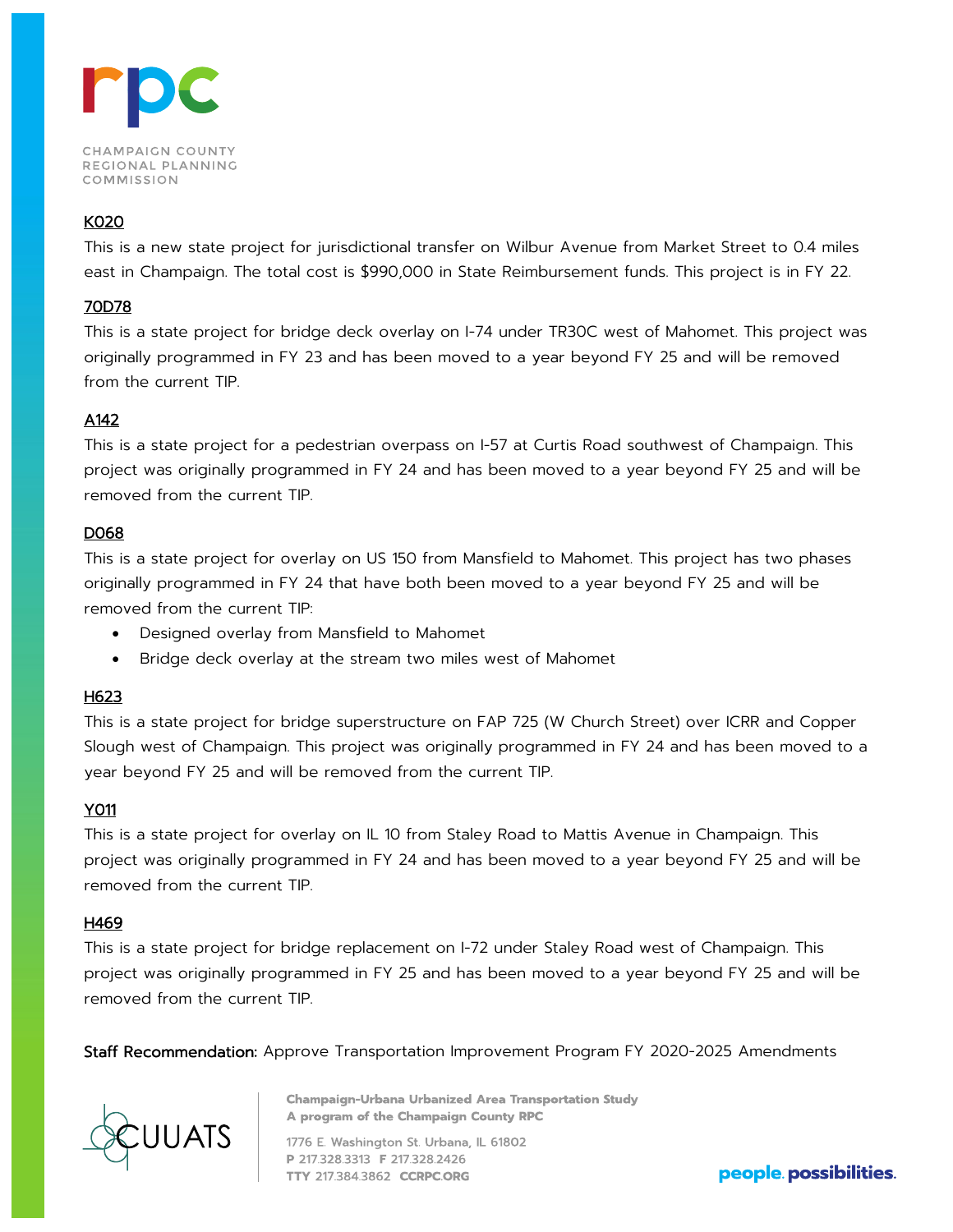### K020

This is a new state project for jurisdictional transfer on Wilbur Avenue from Market Street to 0.4 miles east in Champaign. The total cost is $990,000 in State Reimbursement funds. This project is in FY 22.

### 70D78

This is a state project for bridge deck overlay on I-74 under TR30C west of Mahomet. This project was originally programmed in FY 23 and has been moved to a year beyond FY 25 and will be removed from the current TIP.

### A142

This is a state project for a pedestrian overpass on I-57 at Curtis Road southwest of Champaign. This project was originally programmed in FY 24 and has been moved to a year beyond FY 25 and will be removed from the current TIP.

### D068

This is a state project for overlay on US 150 from Mansfield to Mahomet. This project has two phases originally programmed in FY 24 that have both been moved to a year beyond FY 25 and will be removed from the current TIP:

- Designed overlay from Mansfield to Mahomet
- Bridge deck overlay at the stream two miles west of Mahomet

### H623

This is a state project for bridge superstructure on FAP 725 (W Church Street) over ICRR and Copper Slough west of Champaign. This project was originally programmed in FY 24 and has been moved to a year beyond FY 25 and will be removed from the current TIP.

### Y011

This is a state project for overlay on IL 10 from Staley Road to Mattis Avenue in Champaign. This project was originally programmed in FY 24 and has been moved to a year beyond FY 25 and will be removed from the current TIP.

### H469

This is a state project for bridge replacement on I-72 under Staley Road west of Champaign. This project was originally programmed in FY 25 and has been moved to a year beyond FY 25 and will be removed from the current TIP.

**Staff Recommendation:** Approve Transportation Improvement Program FY 2020-2025 Amendments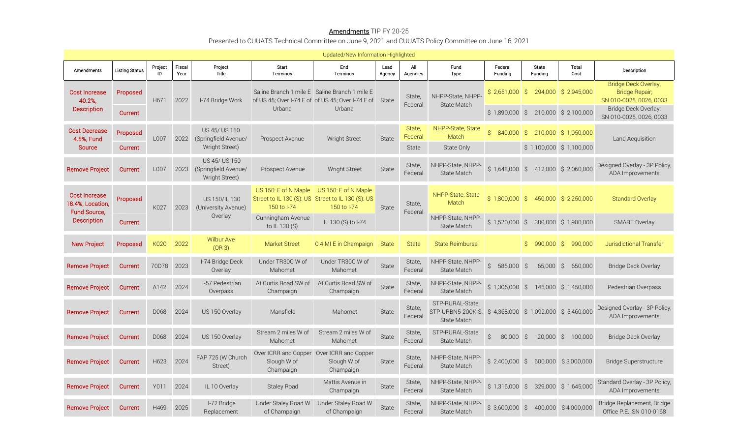**Amendments** TIP FY 20-25

Presented to CUUATS Technical Committee on June 9, 2021 and CUUATS Policy Committee on June 16, 2021

Updated/New Information Highlighted

| Amendments | Listing Status | Project ID | Fiscal Year | Project Title | Start Terminus | End Terminus | Lead Agency | All Agencies | Fund Type | Federal Funding | State Funding | Total Cost | Description |
|---|---|---|---|---|---|---|---|---|---|---|---|---|---|
| Cost Increase 40.2%, Description | Proposed | H671 | 2022 | I-74 Bridge Work | Saline Branch 1 mile E of US 45; Over I-74 E of Urbana | Saline Branch 1 mile E of US 45; Over I-74 E of Urbana | State | State, Federal | NHPP-State, NHPP-State Match | $ 2,651,000 | $ 294,000 | $ 2,945,000 | Bridge Deck Overlay, Bridge Repair; SN 010-0025, 0026, 0033 |
| | Current | | | | | | | | | $ 1,890,000 | $ 210,000 | $ 2,100,000 | Bridge Deck Overlay; SN 010-0025, 0026, 0033 |
| Cost Decrease 4.5%, Fund Source | Proposed | L007 | 2022 | US 45/ US 150 (Springfield Avenue/ Wright Street) | Prospect Avenue | Wright Street | State | State, Federal | NHPP-State, State Match | $ 840,000 | $ 210,000 | $ 1,050,000 | Land Acquisition |
| | Current | | | | | | | State | State Only | | $ 1,100,000 | $ 1,100,000 | |
| Remove Project | Current | L007 | 2023 | US 45/ US 150 (Springfield Avenue/ Wright Street) | Prospect Avenue | Wright Street | State | State, Federal | NHPP-State, NHPP-State Match | $ 1,648,000 | $ 412,000 | $ 2,060,000 | Designed Overlay - 3P Policy, ADA Improvements |
| Cost Increase 18.4%, Location, Fund Source, Description | Proposed | K027 | 2023 | US 150/IL 130 (University Avenue) Overlay | US 150: E of N Maple Street to IL 130 (S): US 150 to I-74 | US 150: E of N Maple Street to IL 130 (S): US 150 to I-74 | State | State, Federal | NHPP-State, State Match | $ 1,800,000 | $ 450,000 | $ 2,250,000 | Standard Overlay |
| | Current | | | | Cunningham Avenue to IL 130 (S) | IL 130 (S) to I-74 | | | NHPP-State, NHPP-State Match | $ 1,520,000 | $ 380,000 | $ 1,900,000 | SMART Overlay |
| New Project | Proposed | K020 | 2022 | Wilbur Ave (OR 3) | Market Street | 0.4 MI E in Champaign | State | State | State Reimburse | | $ 990,000 | $ 990,000 | Jurisdictional Transfer |
| Remove Project | Current | 70D78 | 2023 | I-74 Bridge Deck Overlay | Under TR30C W of Mahomet | Under TR30C W of Mahomet | State | State, Federal | NHPP-State, NHPP-State Match | $ 585,000 | $ 65,000 | $ 650,000 | Bridge Deck Overlay |
| Remove Project | Current | A142 | 2024 | I-57 Pedestrian Overpass | At Curtis Road SW of Champaign | At Curtis Road SW of Champaign | State | State, Federal | NHPP-State, NHPP-State Match | $ 1,305,000 | $ 145,000 | $ 1,450,000 | Pedestrian Overpass |
| Remove Project | Current | D068 | 2024 | US 150 Overlay | Mansfield | Mahomet | State | State, Federal | STP-RURAL-State, STP-URBN5-200K-S, State Match | $ 4,368,000 | $ 1,092,000 | $ 5,460,000 | Designed Overlay - 3P Policy, ADA Improvements |
| Remove Project | Current | D068 | 2024 | US 150 Overlay | Stream 2 miles W of Mahomet | Stream 2 miles W of Mahomet | State | State, Federal | STP-RURAL-State, State Match | $ 80,000 | $ 20,000 | $ 100,000 | Bridge Deck Overlay |
| Remove Project | Current | H623 | 2024 | FAP 725 (W Church Street) | Over ICRR and Copper Slough W of Champaign | Over ICRR and Copper Slough W of Champaign | State | State, Federal | NHPP-State, NHPP-State Match | $ 2,400,000 | $ 600,000 | $ 3,000,000 | Bridge Superstructure |
| Remove Project | Current | Y011 | 2024 | IL 10 Overlay | Staley Road | Mattis Avenue in Champaign | State | State, Federal | NHPP-State, NHPP-State Match | $ 1,316,000 | $ 329,000 | $ 1,645,000 | Standard Overlay - 3P Policy, ADA Improvements |
| Remove Project | Current | H469 | 2025 | I-72 Bridge Replacement | Under Staley Road W of Champaign | Under Staley Road W of Champaign | State | State, Federal | NHPP-State, NHPP-State Match | $ 3,600,000 | $ 400,000 | $ 4,000,000 | Bridge Replacement, Bridge Office P.E., SN 010-0168 |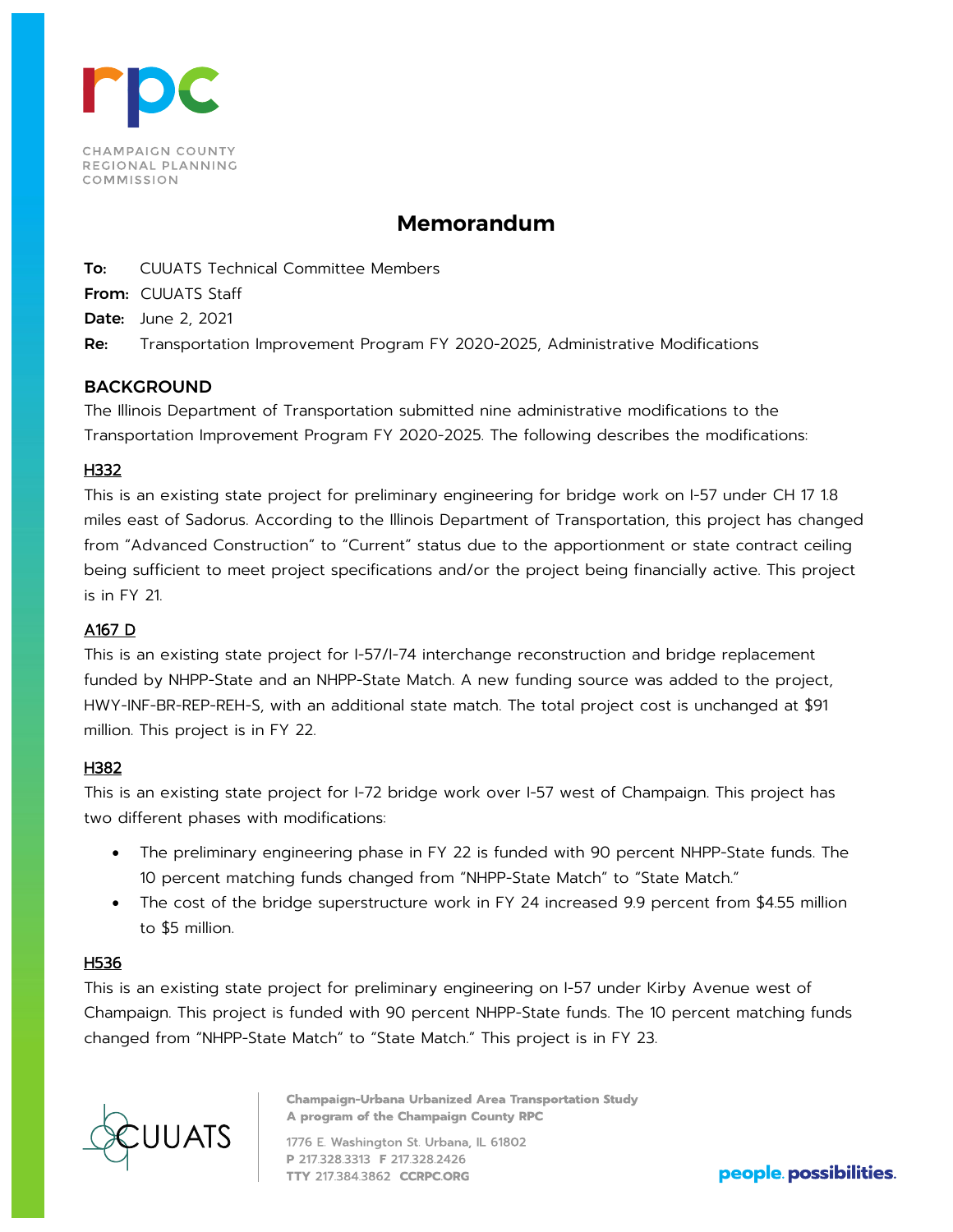# Memorandum

**To:** CUUATS Technical Committee Members

**From:** CUUATS Staff

**Date:** June 2, 2021

**Re:** Transportation Improvement Program FY 2020-2025, Administrative Modifications

## BACKGROUND

The Illinois Department of Transportation submitted nine administrative modifications to the Transportation Improvement Program FY 2020-2025. The following describes the modifications:

### H332

This is an existing state project for preliminary engineering for bridge work on I-57 under CH 17 1.8 miles east of Sadorus. According to the Illinois Department of Transportation, this project has changed from "Advanced Construction" to "Current" status due to the apportionment or state contract ceiling being sufficient to meet project specifications and/or the project being financially active. This project is in FY 21.

### A167 D

This is an existing state project for I-57/I-74 interchange reconstruction and bridge replacement funded by NHPP-State and an NHPP-State Match. A new funding source was added to the project, HWY-INF-BR-REP-REH-S, with an additional state match. The total project cost is unchanged at $91 million. This project is in FY 22.

### H382

This is an existing state project for I-72 bridge work over I-57 west of Champaign. This project has two different phases with modifications:

- The preliminary engineering phase in FY 22 is funded with 90 percent NHPP-State funds. The 10 percent matching funds changed from "NHPP-State Match" to "State Match."
- The cost of the bridge superstructure work in FY 24 increased 9.9 percent from $4.55 million to $5 million.

### H536

This is an existing state project for preliminary engineering on I-57 under Kirby Avenue west of Champaign. This project is funded with 90 percent NHPP-State funds. The 10 percent matching funds changed from "NHPP-State Match" to "State Match." This project is in FY 23.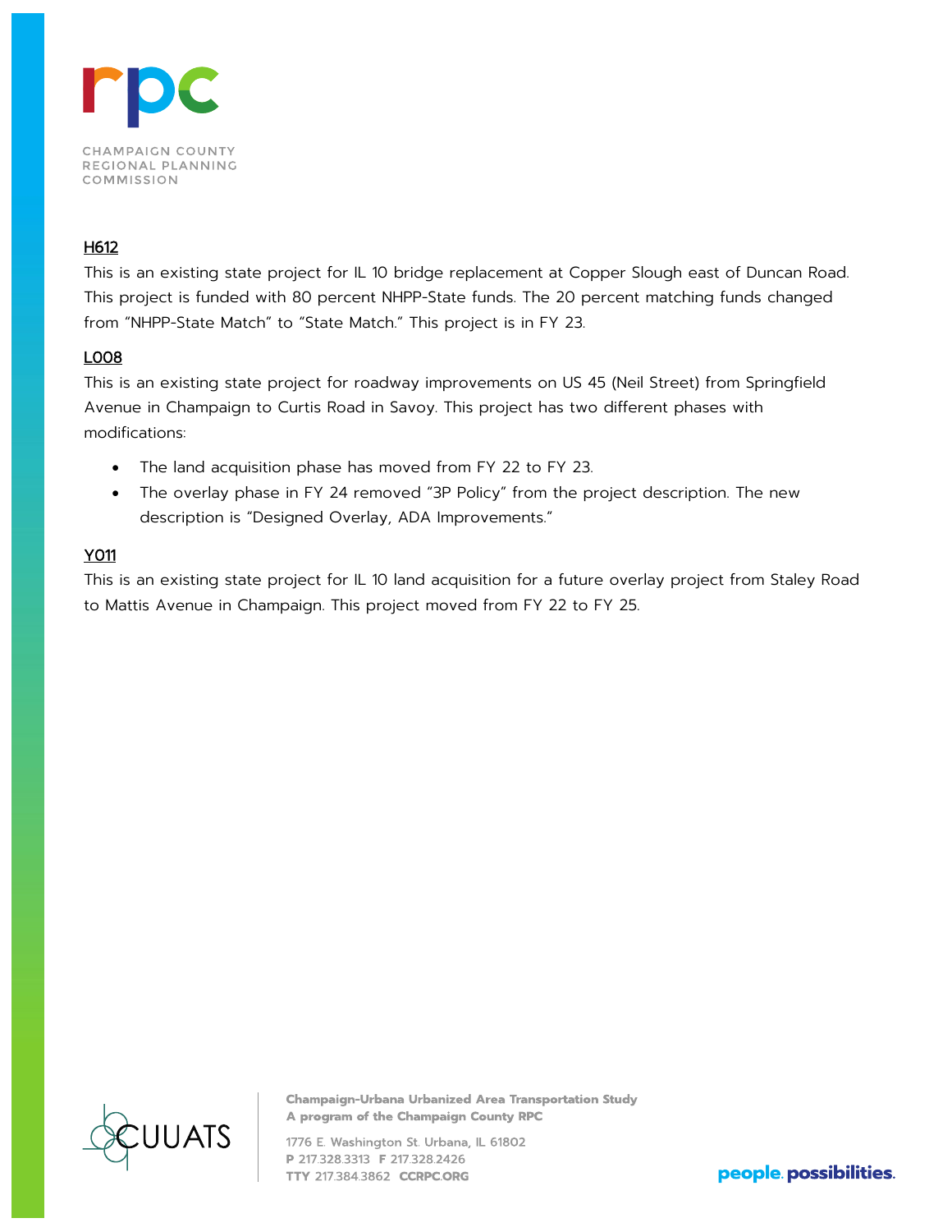### H612

This is an existing state project for IL 10 bridge replacement at Copper Slough east of Duncan Road. This project is funded with 80 percent NHPP-State funds. The 20 percent matching funds changed from "NHPP-State Match" to "State Match." This project is in FY 23.

### L008

This is an existing state project for roadway improvements on US 45 (Neil Street) from Springfield Avenue in Champaign to Curtis Road in Savoy. This project has two different phases with modifications:

- The land acquisition phase has moved from FY 22 to FY 23.
- The overlay phase in FY 24 removed "3P Policy" from the project description. The new description is "Designed Overlay, ADA Improvements."

### Y011

This is an existing state project for IL 10 land acquisition for a future overlay project from Staley Road to Mattis Avenue in Champaign. This project moved from FY 22 to FY 25.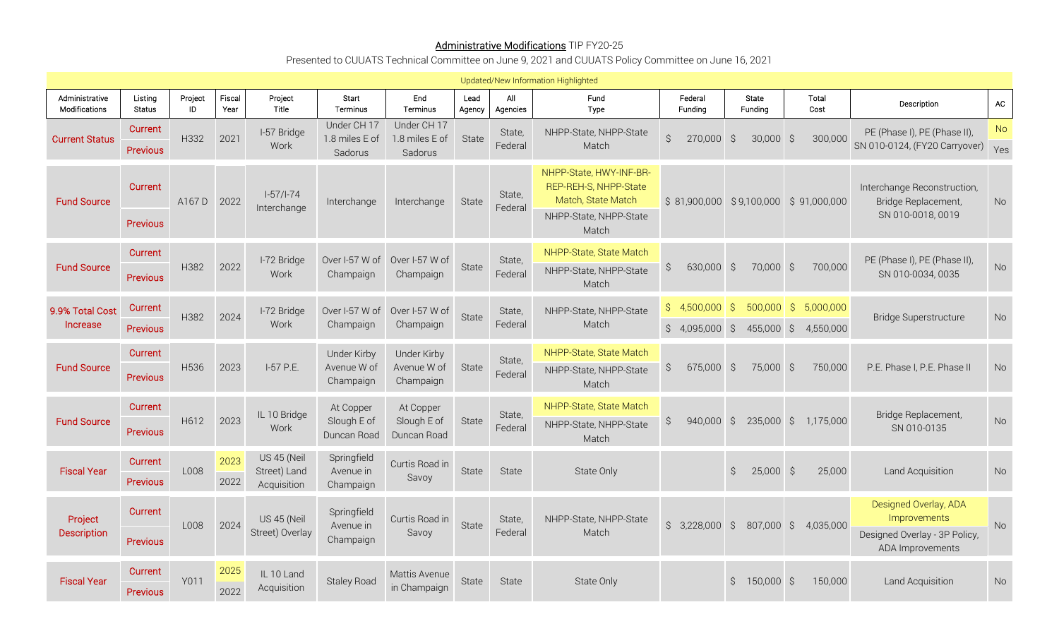Administrative Modifications TIP FY20-25

Presented to CUUATS Technical Committee on June 9, 2021 and CUUATS Policy Committee on June 16, 2021

Updated/New Information Highlighted

| Administrative Modifications | Listing Status | Project ID | Fiscal Year | Project Title | Start Terminus | End Terminus | Lead Agency | All Agencies | Fund Type | Federal Funding | State Funding | Total Cost | Description | AC |
|---|---|---|---|---|---|---|---|---|---|---|---|---|---|---|
| Current Status | Current | H332 | 2021 | I-57 Bridge Work | Under CH 17 1.8 miles E of Sadorus | Under CH 17 1.8 miles E of Sadorus | State | State, Federal | NHPP-State, NHPP-State Match | $ 270,000 | $ 30,000 | $ 300,000 | PE (Phase I), PE (Phase II), SN 010-0124, (FY20 Carryover) | No |
| | Previous | | | | | | | | | | | | | Yes |
| Fund Source | Current | A167 D | 2022 | I-57/I-74 Interchange | Interchange | Interchange | State | State, Federal | NHPP-State, HWY-INF-BR-REP-REH-S, NHPP-State Match, State Match | $ 81,900,000 | $ 9,100,000 | $ 91,000,000 | Interchange Reconstruction, Bridge Replacement, SN 010-0018, 0019 | No |
| | Previous | | | | | | | | NHPP-State, NHPP-State Match | | | | | |
| Fund Source | Current | H382 | 2022 | I-72 Bridge Work | Over I-57 W of Champaign | Over I-57 W of Champaign | State | State, Federal | NHPP-State, State Match | $ 630,000 | $ 70,000 | $ 700,000 | PE (Phase I), PE (Phase II), SN 010-0034, 0035 | No |
| | Previous | | | | | | | | NHPP-State, NHPP-State Match | | | | | |
| 9.9% Total Cost Increase | Current | H382 | 2024 | I-72 Bridge Work | Over I-57 W of Champaign | Over I-57 W of Champaign | State | State, Federal | NHPP-State, NHPP-State Match | $ 4,500,000 | $ 500,000 | $ 5,000,000 | Bridge Superstructure | No |
| | Previous | | | | | | | | | $ 4,095,000 | $ 455,000 | $ 4,550,000 | | |
| Fund Source | Current | H536 | 2023 | I-57 P.E. | Under Kirby Avenue W of Champaign | Under Kirby Avenue W of Champaign | State | State, Federal | NHPP-State, State Match | $ 675,000 | $ 75,000 | $ 750,000 | P.E. Phase I, P.E. Phase II | No |
| | Previous | | | | | | | | NHPP-State, NHPP-State Match | | | | | |
| Fund Source | Current | H612 | 2023 | IL 10 Bridge Work | At Copper Slough E of Duncan Road | At Copper Slough E of Duncan Road | State | State, Federal | NHPP-State, State Match | $ 940,000 | $ 235,000 | $ 1,175,000 | Bridge Replacement, SN 010-0135 | No |
| | Previous | | | | | | | | NHPP-State, NHPP-State Match | | | | | |
| Fiscal Year | Current | L008 | 2023 | US 45 (Neil Street) Land Acquisition | Springfield Avenue in Champaign | Curtis Road in Savoy | State | State | State Only | | $ 25,000 | $ 25,000 | Land Acquisition | No |
| | Previous | | 2022 | | | | | | | | | | | |
| Project Description | Current | L008 | 2024 | US 45 (Neil Street) Overlay | Springfield Avenue in Champaign | Curtis Road in Savoy | State | State, Federal | NHPP-State, NHPP-State Match | $ 3,228,000 | $ 807,000 | $ 4,035,000 | Designed Overlay, ADA Improvements | No |
| | Previous | | | | | | | | | | | | Designed Overlay - 3P Policy, ADA Improvements | |
| Fiscal Year | Current | Y011 | 2025 | IL 10 Land Acquisition | Staley Road | Mattis Avenue in Champaign | State | State | State Only | | $ 150,000 | $ 150,000 | Land Acquisition | No |
| | Previous | | 2022 | | | | | | | | | | | |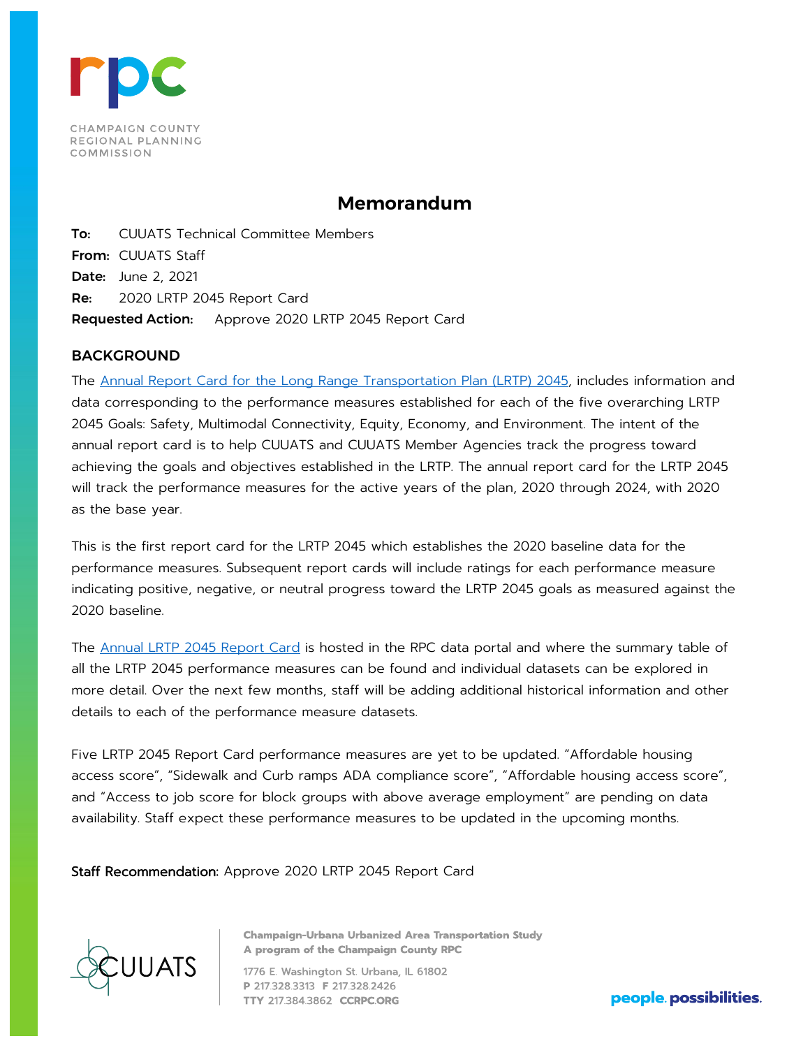CHAMPAIGN COUNTY REGIONAL PLANNING COMMISSION

# Memorandum

**To:** CUUATS Technical Committee Members
**From:** CUUATS Staff
**Date:** June 2, 2021
**Re:** 2020 LRTP 2045 Report Card
**Requested Action:** Approve 2020 LRTP 2045 Report Card

## BACKGROUND

The Annual Report Card for the Long Range Transportation Plan (LRTP) 2045, includes information and data corresponding to the performance measures established for each of the five overarching LRTP 2045 Goals: Safety, Multimodal Connectivity, Equity, Economy, and Environment. The intent of the annual report card is to help CUUATS and CUUATS Member Agencies track the progress toward achieving the goals and objectives established in the LRTP. The annual report card for the LRTP 2045 will track the performance measures for the active years of the plan, 2020 through 2024, with 2020 as the base year.

This is the first report card for the LRTP 2045 which establishes the 2020 baseline data for the performance measures. Subsequent report cards will include ratings for each performance measure indicating positive, negative, or neutral progress toward the LRTP 2045 goals as measured against the 2020 baseline.

The Annual LRTP 2045 Report Card is hosted in the RPC data portal and where the summary table of all the LRTP 2045 performance measures can be found and individual datasets can be explored in more detail. Over the next few months, staff will be adding additional historical information and other details to each of the performance measure datasets.

Five LRTP 2045 Report Card performance measures are yet to be updated. "Affordable housing access score", "Sidewalk and Curb ramps ADA compliance score", "Affordable housing access score", and "Access to job score for block groups with above average employment" are pending on data availability. Staff expect these performance measures to be updated in the upcoming months.

**Staff Recommendation:** Approve 2020 LRTP 2045 Report Card

CUUATS

**Champaign-Urbana Urbanized Area Transportation Study**
**A program of the Champaign County RPC**

1776 E. Washington St. Urbana, IL 61802
**P** 217.328.3313 **F** 217.328.2426
**TTY** 217.384.3862 **CCRPC.ORG**

people. possibilities.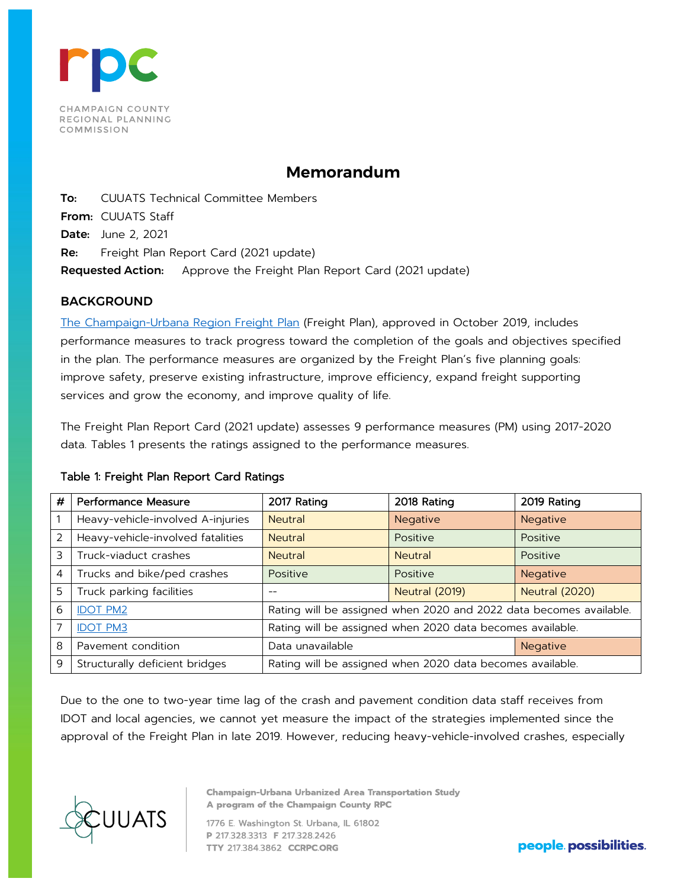**CHAMPAIGN COUNTY REGIONAL PLANNING COMMISSION**

# Memorandum

**To:** CUUATS Technical Committee Members
**From:** CUUATS Staff
**Date:** June 2, 2021
**Re:** Freight Plan Report Card (2021 update)
**Requested Action:** Approve the Freight Plan Report Card (2021 update)

## BACKGROUND

[The Champaign-Urbana Region Freight Plan](#) (Freight Plan), approved in October 2019, includes performance measures to track progress toward the completion of the goals and objectives specified in the plan. The performance measures are organized by the Freight Plan's five planning goals: improve safety, preserve existing infrastructure, improve efficiency, expand freight supporting services and grow the economy, and improve quality of life.

The Freight Plan Report Card (2021 update) assesses 9 performance measures (PM) using 2017-2020 data. Tables 1 presents the ratings assigned to the performance measures.

**Table 1: Freight Plan Report Card Ratings**

| # | Performance Measure | 2017 Rating | 2018 Rating | 2019 Rating |
|---|---|---|---|---|
| 1 | Heavy-vehicle-involved A-injuries | Neutral | Negative | Negative |
| 2 | Heavy-vehicle-involved fatalities | Neutral | Positive | Positive |
| 3 | Truck-viaduct crashes | Neutral | Neutral | Positive |
| 4 | Trucks and bike/ped crashes | Positive | Positive | Negative |
| 5 | Truck parking facilities | -- | Neutral (2019) | Neutral (2020) |
| 6 | IDOT PM2 | Rating will be assigned when 2020 and 2022 data becomes available. | | |
| 7 | IDOT PM3 | Rating will be assigned when 2020 data becomes available. | | |
| 8 | Pavement condition | Data unavailable | | Negative |
| 9 | Structurally deficient bridges | Rating will be assigned when 2020 data becomes available. | | |

Due to the one to two-year time lag of the crash and pavement condition data staff receives from IDOT and local agencies, we cannot yet measure the impact of the strategies implemented since the approval of the Freight Plan in late 2019. However, reducing heavy-vehicle-involved crashes, especially

**Champaign-Urbana Urbanized Area Transportation Study**
**A program of the Champaign County RPC**

1776 E. Washington St. Urbana, IL 61802
**P** 217.328.3313 **F** 217.328.2426
**TTY** 217.384.3862 **CCRPC.ORG**

**people. possibilities.**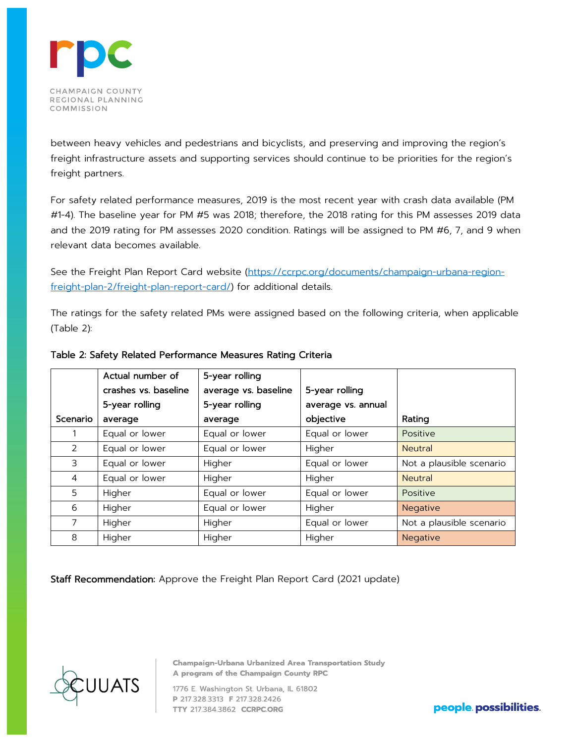between heavy vehicles and pedestrians and bicyclists, and preserving and improving the region's freight infrastructure assets and supporting services should continue to be priorities for the region's freight partners.

For safety related performance measures, 2019 is the most recent year with crash data available (PM #1-4). The baseline year for PM #5 was 2018; therefore, the 2018 rating for this PM assesses 2019 data and the 2019 rating for PM assesses 2020 condition. Ratings will be assigned to PM #6, 7, and 9 when relevant data becomes available.

See the Freight Plan Report Card website (https://ccrpc.org/documents/champaign-urbana-region-freight-plan-2/freight-plan-report-card/) for additional details.

The ratings for the safety related PMs were assigned based on the following criteria, when applicable (Table 2):

Table 2: Safety Related Performance Measures Rating Criteria

| Scenario | Actual number of crashes vs. baseline 5-year rolling average | 5-year rolling average vs. baseline 5-year rolling average | 5-year rolling average vs. annual objective | Rating |
|---|---|---|---|---|
| 1 | Equal or lower | Equal or lower | Equal or lower | Positive |
| 2 | Equal or lower | Equal or lower | Higher | Neutral |
| 3 | Equal or lower | Higher | Equal or lower | Not a plausible scenario |
| 4 | Equal or lower | Higher | Higher | Neutral |
| 5 | Higher | Equal or lower | Equal or lower | Positive |
| 6 | Higher | Equal or lower | Higher | Negative |
| 7 | Higher | Higher | Equal or lower | Not a plausible scenario |
| 8 | Higher | Higher | Higher | Negative |

**Staff Recommendation:** Approve the Freight Plan Report Card (2021 update)